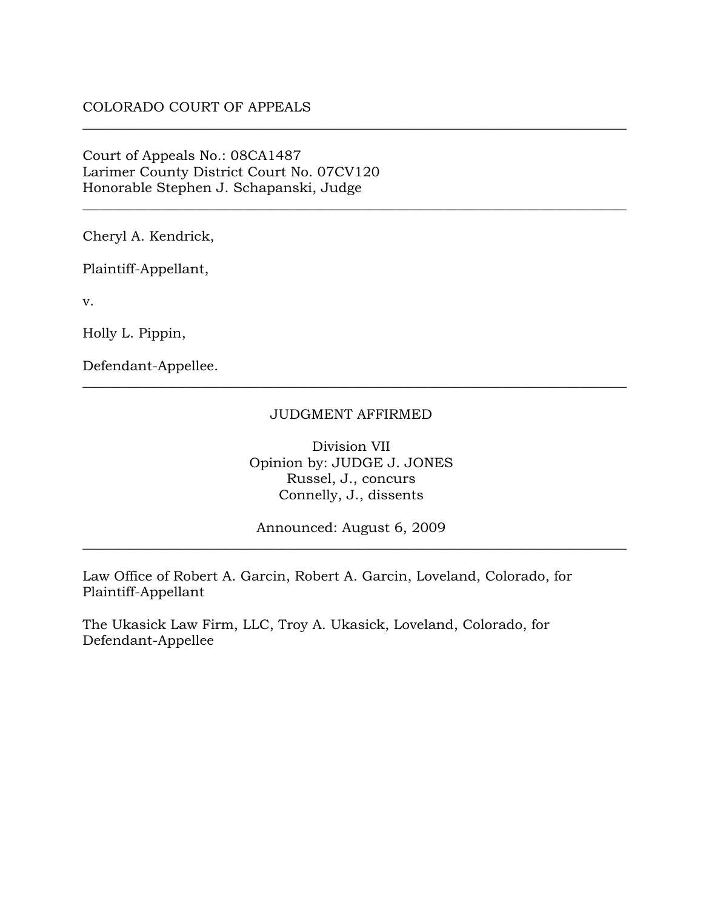COLORADO COURT OF APPEALS

---

Court of Appeals No.: 08CA1487
Larimer County District Court No. 07CV120
Honorable Stephen J. Schapanski, Judge

---

Cheryl A. Kendrick,

Plaintiff-Appellant,

v.

Holly L. Pippin,

Defendant-Appellee.

---

JUDGMENT AFFIRMED

Division VII
Opinion by: JUDGE J. JONES
Russel, J., concurs
Connelly, J., dissents

Announced: August 6, 2009

---

Law Office of Robert A. Garcin, Robert A. Garcin, Loveland, Colorado, for Plaintiff-Appellant

The Ukasick Law Firm, LLC, Troy A. Ukasick, Loveland, Colorado, for Defendant-Appellee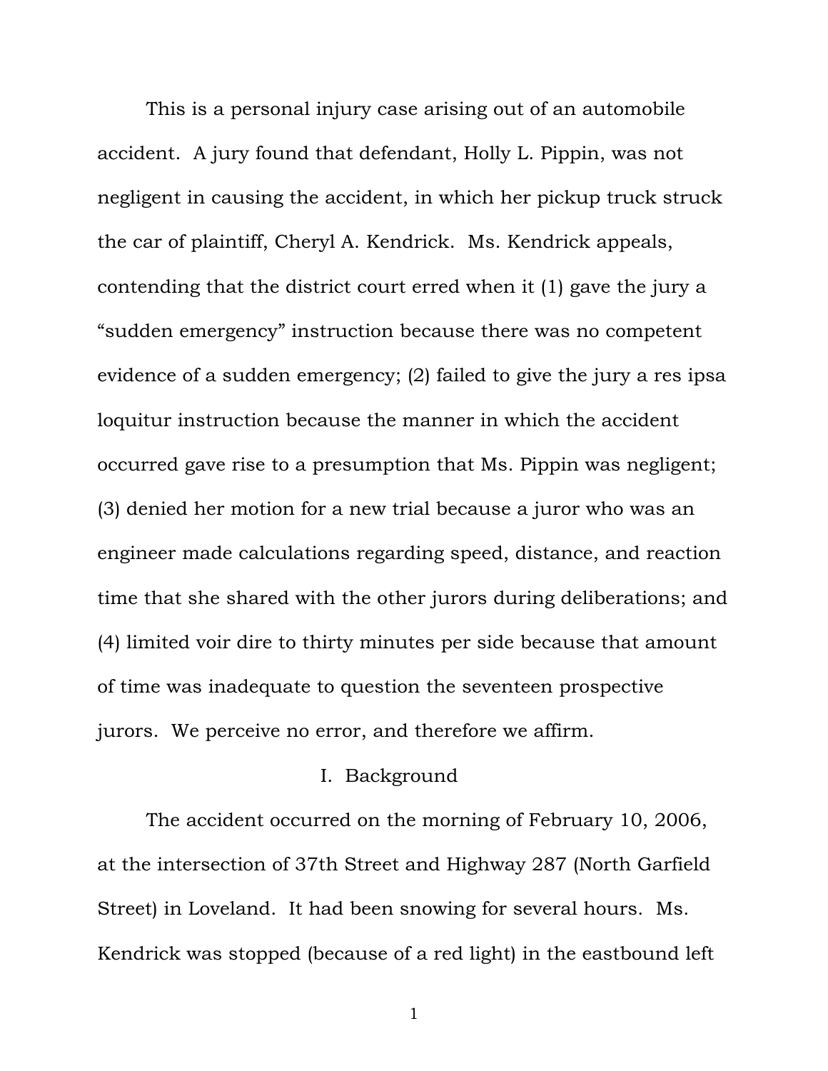This is a personal injury case arising out of an automobile accident. A jury found that defendant, Holly L. Pippin, was not negligent in causing the accident, in which her pickup truck struck the car of plaintiff, Cheryl A. Kendrick. Ms. Kendrick appeals, contending that the district court erred when it (1) gave the jury a "sudden emergency" instruction because there was no competent evidence of a sudden emergency; (2) failed to give the jury a res ipsa loquitur instruction because the manner in which the accident occurred gave rise to a presumption that Ms. Pippin was negligent; (3) denied her motion for a new trial because a juror who was an engineer made calculations regarding speed, distance, and reaction time that she shared with the other jurors during deliberations; and (4) limited voir dire to thirty minutes per side because that amount of time was inadequate to question the seventeen prospective jurors. We perceive no error, and therefore we affirm.

## I. Background

The accident occurred on the morning of February 10, 2006, at the intersection of 37th Street and Highway 287 (North Garfield Street) in Loveland. It had been snowing for several hours. Ms. Kendrick was stopped (because of a red light) in the eastbound left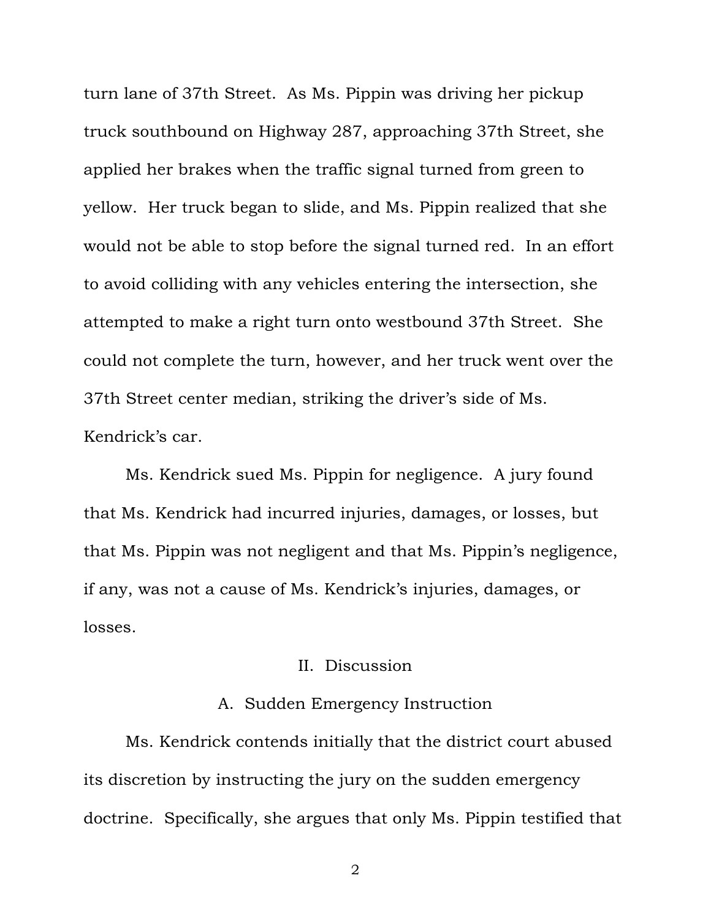turn lane of 37th Street. As Ms. Pippin was driving her pickup truck southbound on Highway 287, approaching 37th Street, she applied her brakes when the traffic signal turned from green to yellow. Her truck began to slide, and Ms. Pippin realized that she would not be able to stop before the signal turned red. In an effort to avoid colliding with any vehicles entering the intersection, she attempted to make a right turn onto westbound 37th Street. She could not complete the turn, however, and her truck went over the 37th Street center median, striking the driver's side of Ms. Kendrick's car.

Ms. Kendrick sued Ms. Pippin for negligence. A jury found that Ms. Kendrick had incurred injuries, damages, or losses, but that Ms. Pippin was not negligent and that Ms. Pippin's negligence, if any, was not a cause of Ms. Kendrick's injuries, damages, or losses.

## II. Discussion

### A. Sudden Emergency Instruction

Ms. Kendrick contends initially that the district court abused its discretion by instructing the jury on the sudden emergency doctrine. Specifically, she argues that only Ms. Pippin testified that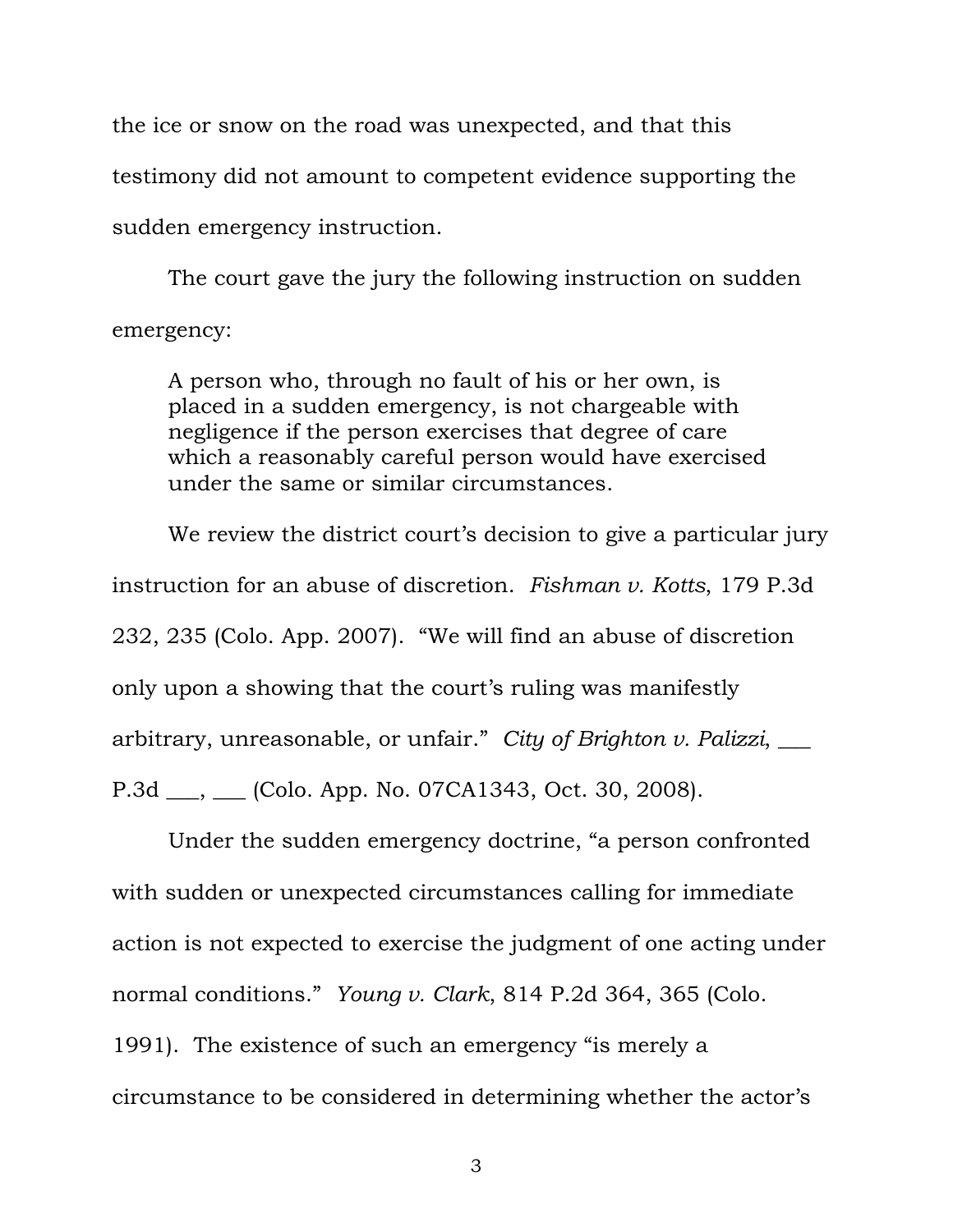the ice or snow on the road was unexpected, and that this testimony did not amount to competent evidence supporting the sudden emergency instruction.

The court gave the jury the following instruction on sudden emergency:

> A person who, through no fault of his or her own, is placed in a sudden emergency, is not chargeable with negligence if the person exercises that degree of care which a reasonably careful person would have exercised under the same or similar circumstances.

We review the district court's decision to give a particular jury instruction for an abuse of discretion. *Fishman v. Kotts*, 179 P.3d 232, 235 (Colo. App. 2007). "We will find an abuse of discretion only upon a showing that the court's ruling was manifestly arbitrary, unreasonable, or unfair." *City of Brighton v. Palizzi*, ___ P.3d ___, ___ (Colo. App. No. 07CA1343, Oct. 30, 2008).

Under the sudden emergency doctrine, "a person confronted with sudden or unexpected circumstances calling for immediate action is not expected to exercise the judgment of one acting under normal conditions." *Young v. Clark*, 814 P.2d 364, 365 (Colo. 1991). The existence of such an emergency "is merely a circumstance to be considered in determining whether the actor's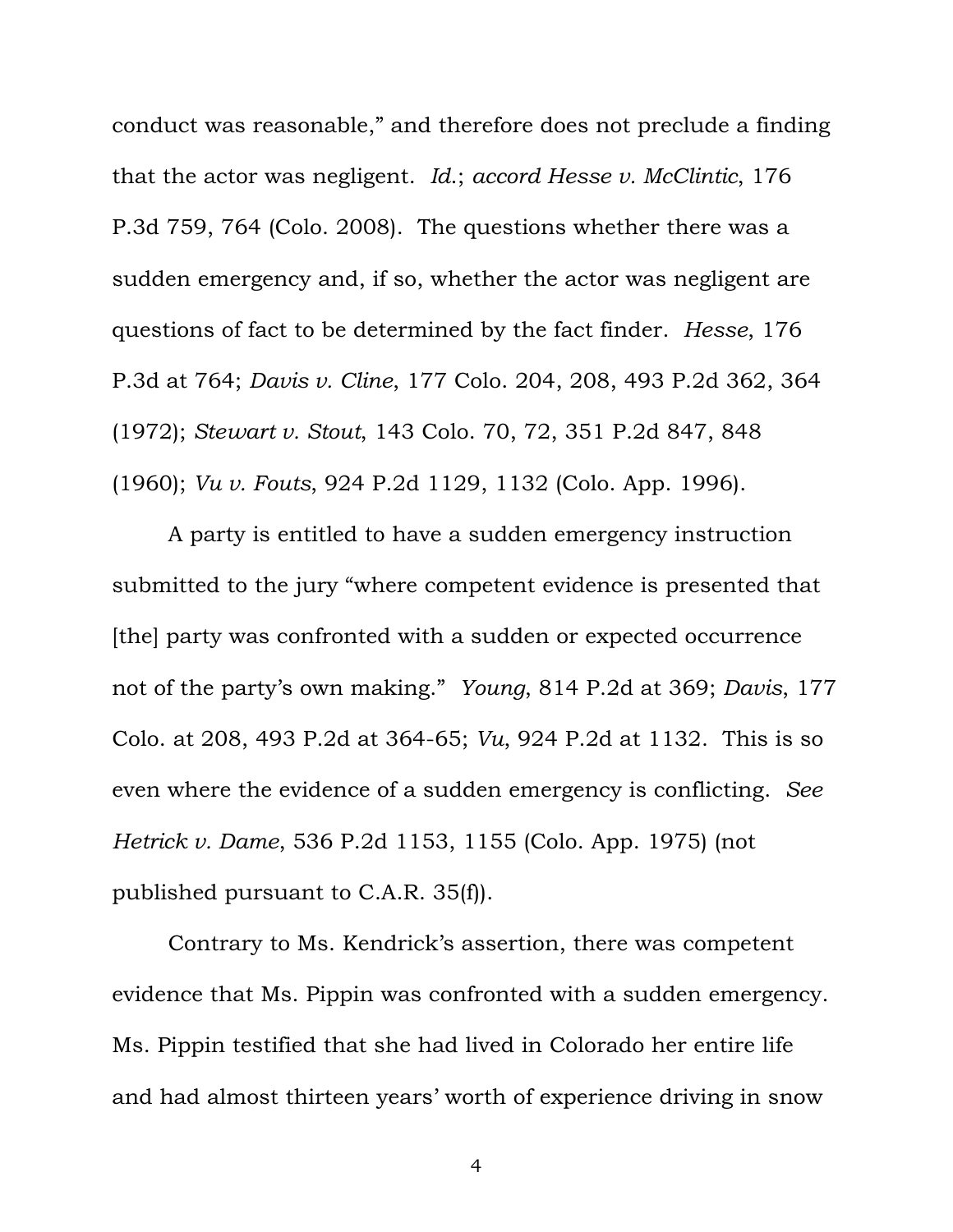conduct was reasonable," and therefore does not preclude a finding that the actor was negligent. *Id.*; *accord Hesse v. McClintic*, 176 P.3d 759, 764 (Colo. 2008). The questions whether there was a sudden emergency and, if so, whether the actor was negligent are questions of fact to be determined by the fact finder. *Hesse*, 176 P.3d at 764; *Davis v. Cline*, 177 Colo. 204, 208, 493 P.2d 362, 364 (1972); *Stewart v. Stout*, 143 Colo. 70, 72, 351 P.2d 847, 848 (1960); *Vu v. Fouts*, 924 P.2d 1129, 1132 (Colo. App. 1996).

A party is entitled to have a sudden emergency instruction submitted to the jury "where competent evidence is presented that [the] party was confronted with a sudden or expected occurrence not of the party's own making." *Young*, 814 P.2d at 369; *Davis*, 177 Colo. at 208, 493 P.2d at 364-65; *Vu*, 924 P.2d at 1132. This is so even where the evidence of a sudden emergency is conflicting. *See Hetrick v. Dame*, 536 P.2d 1153, 1155 (Colo. App. 1975) (not published pursuant to C.A.R. 35(f)).

Contrary to Ms. Kendrick's assertion, there was competent evidence that Ms. Pippin was confronted with a sudden emergency. Ms. Pippin testified that she had lived in Colorado her entire life and had almost thirteen years' worth of experience driving in snow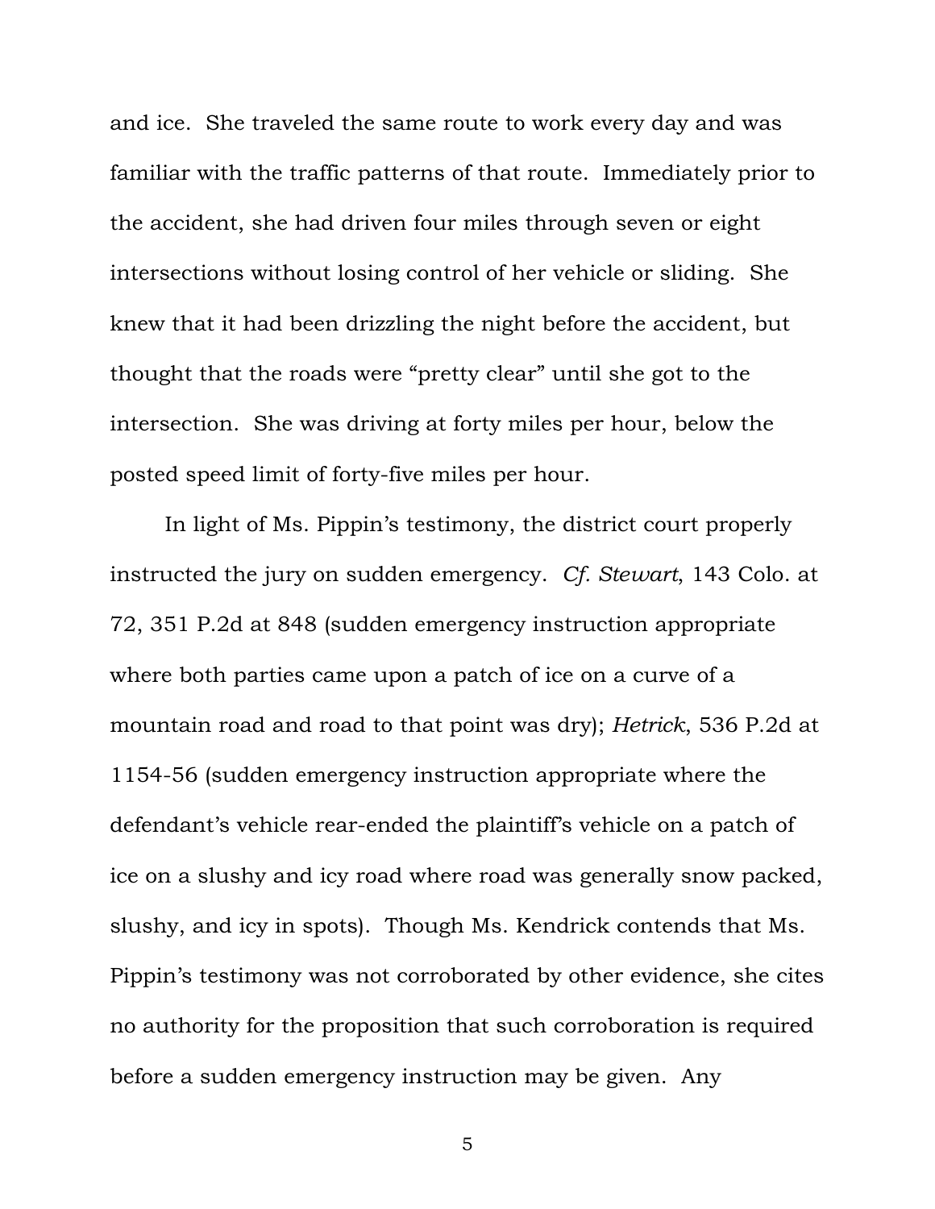and ice. She traveled the same route to work every day and was familiar with the traffic patterns of that route. Immediately prior to the accident, she had driven four miles through seven or eight intersections without losing control of her vehicle or sliding. She knew that it had been drizzling the night before the accident, but thought that the roads were "pretty clear" until she got to the intersection. She was driving at forty miles per hour, below the posted speed limit of forty-five miles per hour.

In light of Ms. Pippin's testimony, the district court properly instructed the jury on sudden emergency. *Cf. Stewart*, 143 Colo. at 72, 351 P.2d at 848 (sudden emergency instruction appropriate where both parties came upon a patch of ice on a curve of a mountain road and road to that point was dry); *Hetrick*, 536 P.2d at 1154-56 (sudden emergency instruction appropriate where the defendant's vehicle rear-ended the plaintiff's vehicle on a patch of ice on a slushy and icy road where road was generally snow packed, slushy, and icy in spots). Though Ms. Kendrick contends that Ms. Pippin's testimony was not corroborated by other evidence, she cites no authority for the proposition that such corroboration is required before a sudden emergency instruction may be given. Any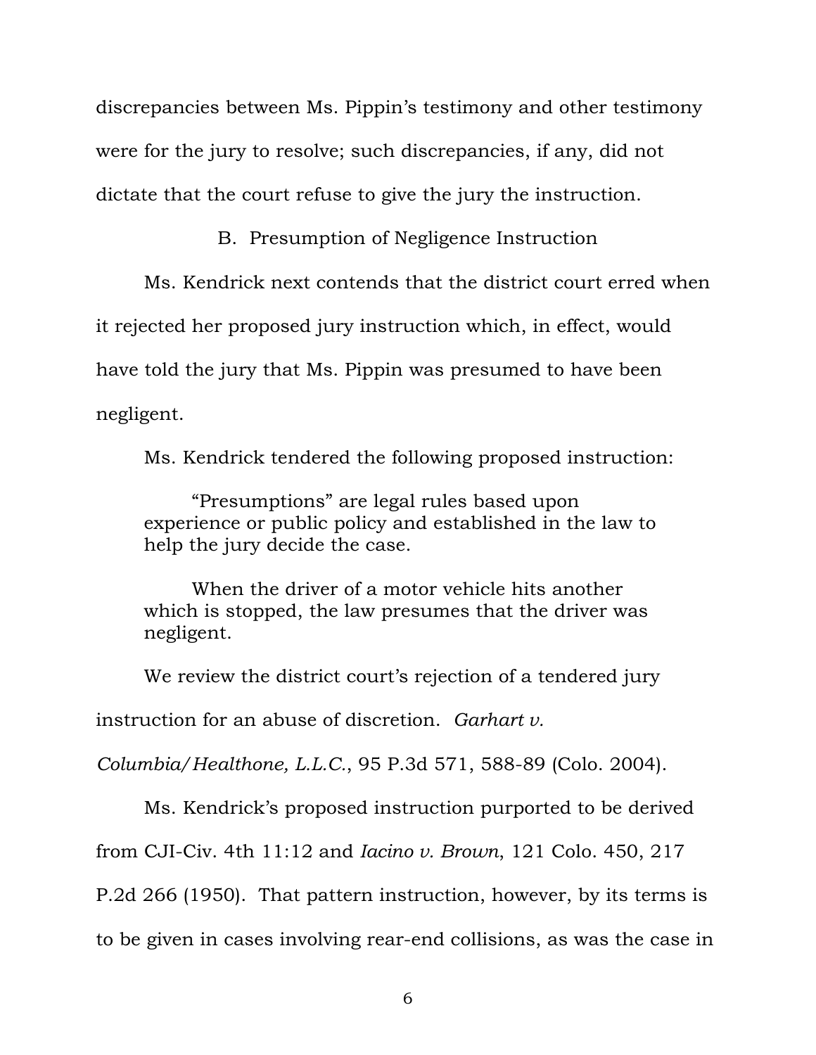discrepancies between Ms. Pippin's testimony and other testimony were for the jury to resolve; such discrepancies, if any, did not dictate that the court refuse to give the jury the instruction.

### B. Presumption of Negligence Instruction

Ms. Kendrick next contends that the district court erred when it rejected her proposed jury instruction which, in effect, would have told the jury that Ms. Pippin was presumed to have been negligent.

Ms. Kendrick tendered the following proposed instruction:

> "Presumptions" are legal rules based upon experience or public policy and established in the law to help the jury decide the case.
>
> When the driver of a motor vehicle hits another which is stopped, the law presumes that the driver was negligent.

We review the district court's rejection of a tendered jury instruction for an abuse of discretion. *Garhart v. Columbia/Healthone, L.L.C.*, 95 P.3d 571, 588-89 (Colo. 2004).

Ms. Kendrick's proposed instruction purported to be derived from CJI-Civ. 4th 11:12 and *Iacino v. Brown*, 121 Colo. 450, 217 P.2d 266 (1950). That pattern instruction, however, by its terms is to be given in cases involving rear-end collisions, as was the case in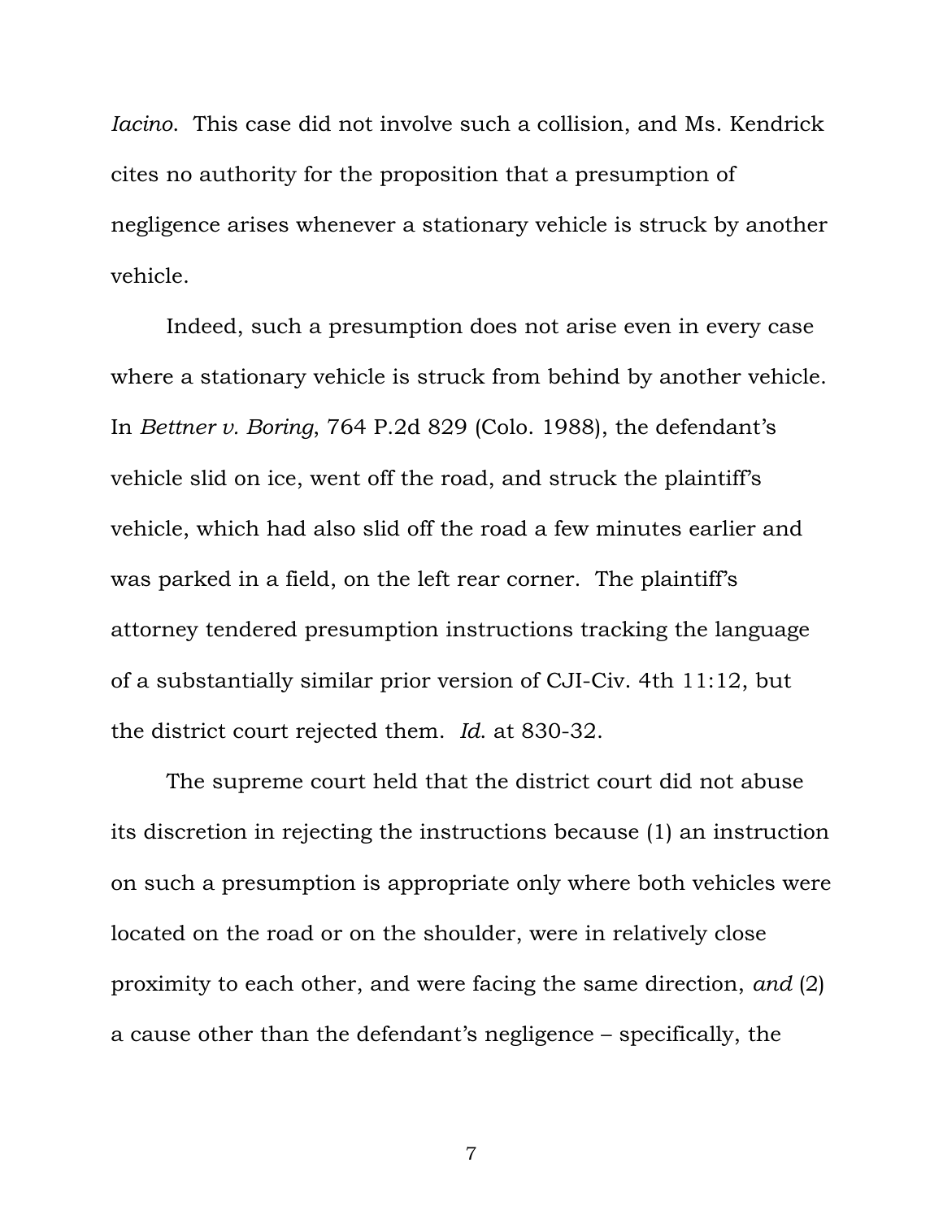*Iacino*. This case did not involve such a collision, and Ms. Kendrick cites no authority for the proposition that a presumption of negligence arises whenever a stationary vehicle is struck by another vehicle.

Indeed, such a presumption does not arise even in every case where a stationary vehicle is struck from behind by another vehicle. In *Bettner v. Boring*, 764 P.2d 829 (Colo. 1988), the defendant's vehicle slid on ice, went off the road, and struck the plaintiff's vehicle, which had also slid off the road a few minutes earlier and was parked in a field, on the left rear corner. The plaintiff's attorney tendered presumption instructions tracking the language of a substantially similar prior version of CJI-Civ. 4th 11:12, but the district court rejected them. *Id*. at 830-32.

The supreme court held that the district court did not abuse its discretion in rejecting the instructions because (1) an instruction on such a presumption is appropriate only where both vehicles were located on the road or on the shoulder, were in relatively close proximity to each other, and were facing the same direction, *and* (2) a cause other than the defendant's negligence – specifically, the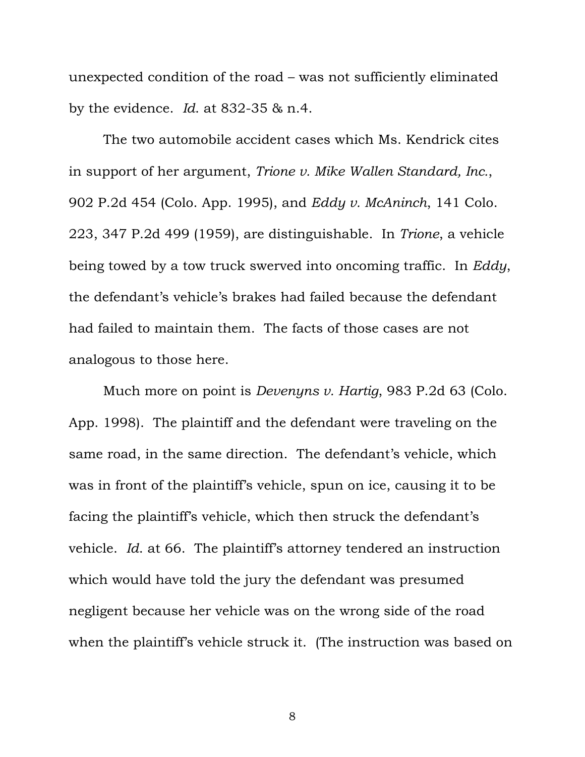unexpected condition of the road – was not sufficiently eliminated by the evidence. *Id.* at 832-35 & n.4.

The two automobile accident cases which Ms. Kendrick cites in support of her argument, *Trione v. Mike Wallen Standard, Inc.*, 902 P.2d 454 (Colo. App. 1995), and *Eddy v. McAninch*, 141 Colo. 223, 347 P.2d 499 (1959), are distinguishable. In *Trione*, a vehicle being towed by a tow truck swerved into oncoming traffic. In *Eddy*, the defendant's vehicle's brakes had failed because the defendant had failed to maintain them. The facts of those cases are not analogous to those here.

Much more on point is *Devenyns v. Hartig*, 983 P.2d 63 (Colo. App. 1998). The plaintiff and the defendant were traveling on the same road, in the same direction. The defendant's vehicle, which was in front of the plaintiff's vehicle, spun on ice, causing it to be facing the plaintiff's vehicle, which then struck the defendant's vehicle. *Id.* at 66. The plaintiff's attorney tendered an instruction which would have told the jury the defendant was presumed negligent because her vehicle was on the wrong side of the road when the plaintiff's vehicle struck it. (The instruction was based on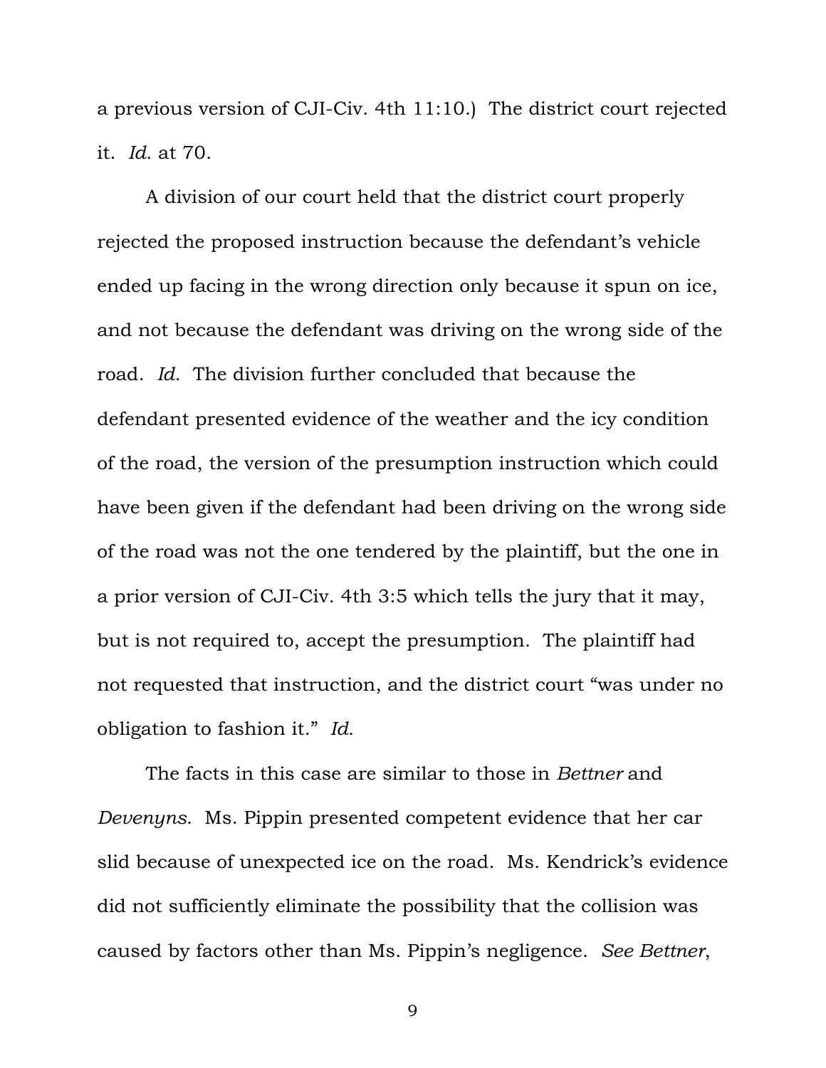a previous version of CJI-Civ. 4th 11:10.) The district court rejected it. *Id.* at 70.

A division of our court held that the district court properly rejected the proposed instruction because the defendant's vehicle ended up facing in the wrong direction only because it spun on ice, and not because the defendant was driving on the wrong side of the road. *Id.* The division further concluded that because the defendant presented evidence of the weather and the icy condition of the road, the version of the presumption instruction which could have been given if the defendant had been driving on the wrong side of the road was not the one tendered by the plaintiff, but the one in a prior version of CJI-Civ. 4th 3:5 which tells the jury that it may, but is not required to, accept the presumption. The plaintiff had not requested that instruction, and the district court "was under no obligation to fashion it." *Id.*

The facts in this case are similar to those in *Bettner* and *Devenyns*. Ms. Pippin presented competent evidence that her car slid because of unexpected ice on the road. Ms. Kendrick's evidence did not sufficiently eliminate the possibility that the collision was caused by factors other than Ms. Pippin's negligence. *See Bettner*,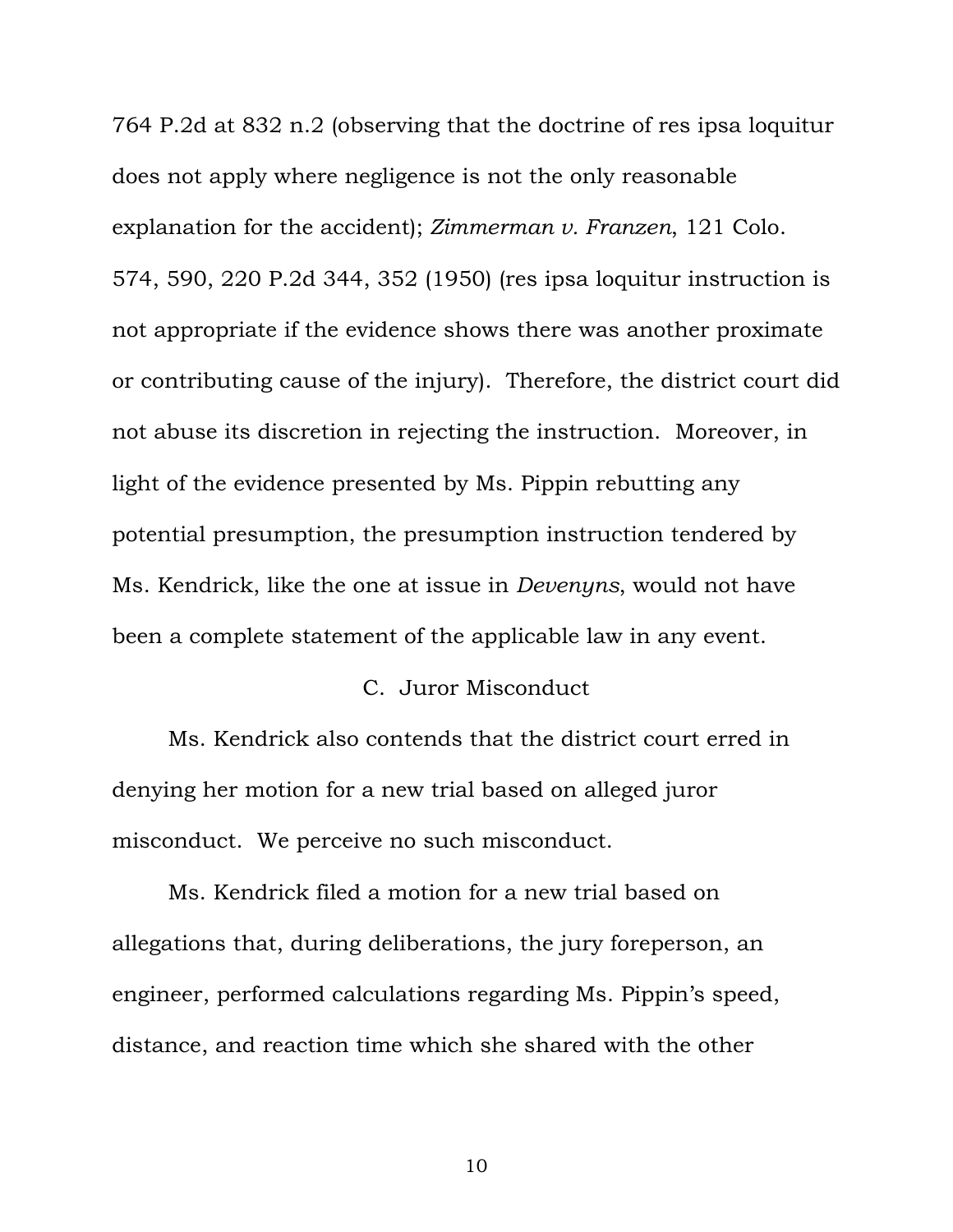764 P.2d at 832 n.2 (observing that the doctrine of res ipsa loquitur does not apply where negligence is not the only reasonable explanation for the accident); *Zimmerman v. Franzen*, 121 Colo. 574, 590, 220 P.2d 344, 352 (1950) (res ipsa loquitur instruction is not appropriate if the evidence shows there was another proximate or contributing cause of the injury). Therefore, the district court did not abuse its discretion in rejecting the instruction. Moreover, in light of the evidence presented by Ms. Pippin rebutting any potential presumption, the presumption instruction tendered by Ms. Kendrick, like the one at issue in *Devenyns*, would not have been a complete statement of the applicable law in any event.

### C. Juror Misconduct

Ms. Kendrick also contends that the district court erred in denying her motion for a new trial based on alleged juror misconduct. We perceive no such misconduct.

Ms. Kendrick filed a motion for a new trial based on allegations that, during deliberations, the jury foreperson, an engineer, performed calculations regarding Ms. Pippin's speed, distance, and reaction time which she shared with the other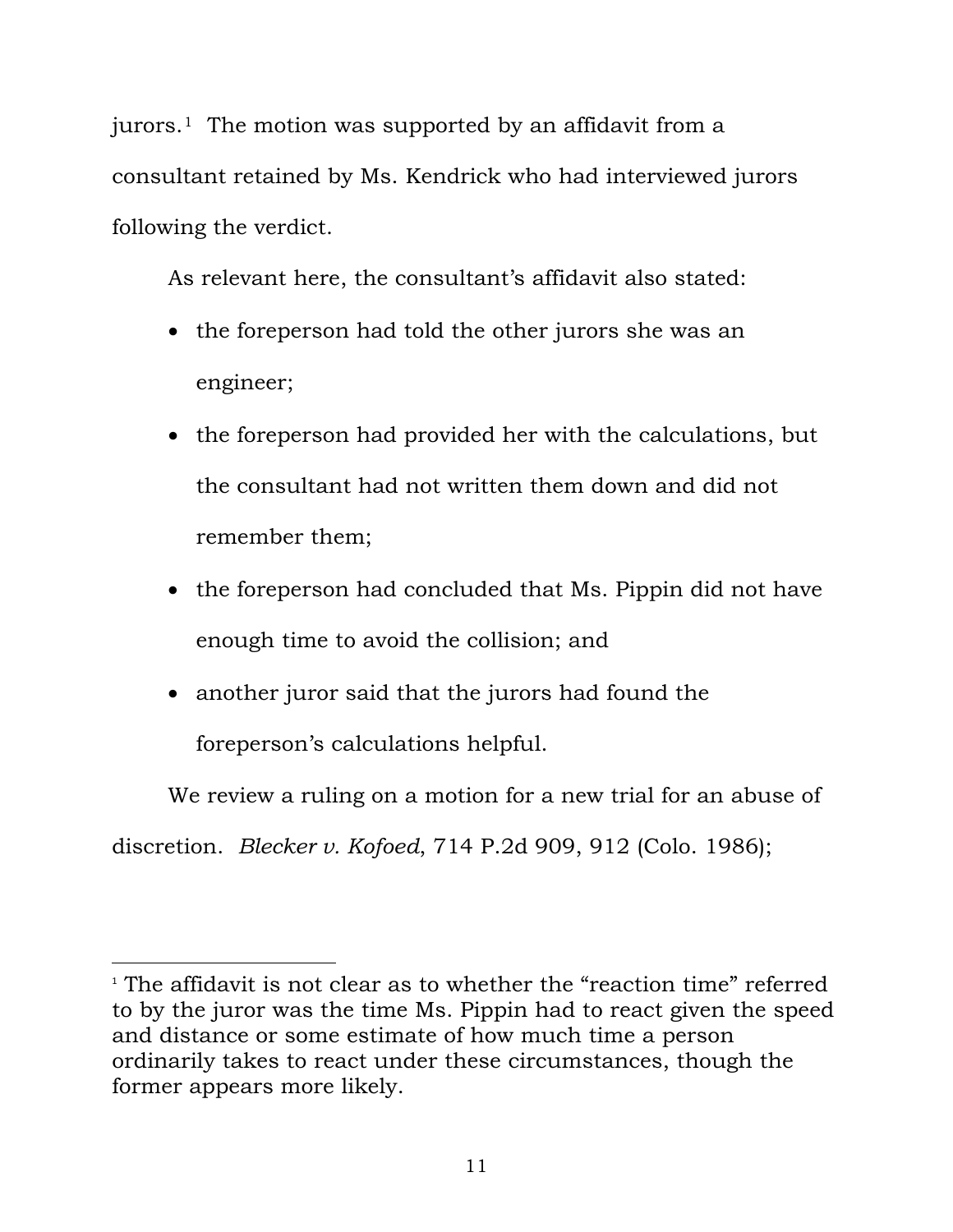jurors.[1] The motion was supported by an affidavit from a consultant retained by Ms. Kendrick who had interviewed jurors following the verdict.

As relevant here, the consultant's affidavit also stated:

- the foreperson had told the other jurors she was an engineer;
- the foreperson had provided her with the calculations, but the consultant had not written them down and did not remember them;
- the foreperson had concluded that Ms. Pippin did not have enough time to avoid the collision; and
- another juror said that the jurors had found the foreperson's calculations helpful.

We review a ruling on a motion for a new trial for an abuse of discretion. *Blecker v. Kofoed*, 714 P.2d 909, 912 (Colo. 1986);

---

[1] The affidavit is not clear as to whether the "reaction time" referred to by the juror was the time Ms. Pippin had to react given the speed and distance or some estimate of how much time a person ordinarily takes to react under these circumstances, though the former appears more likely.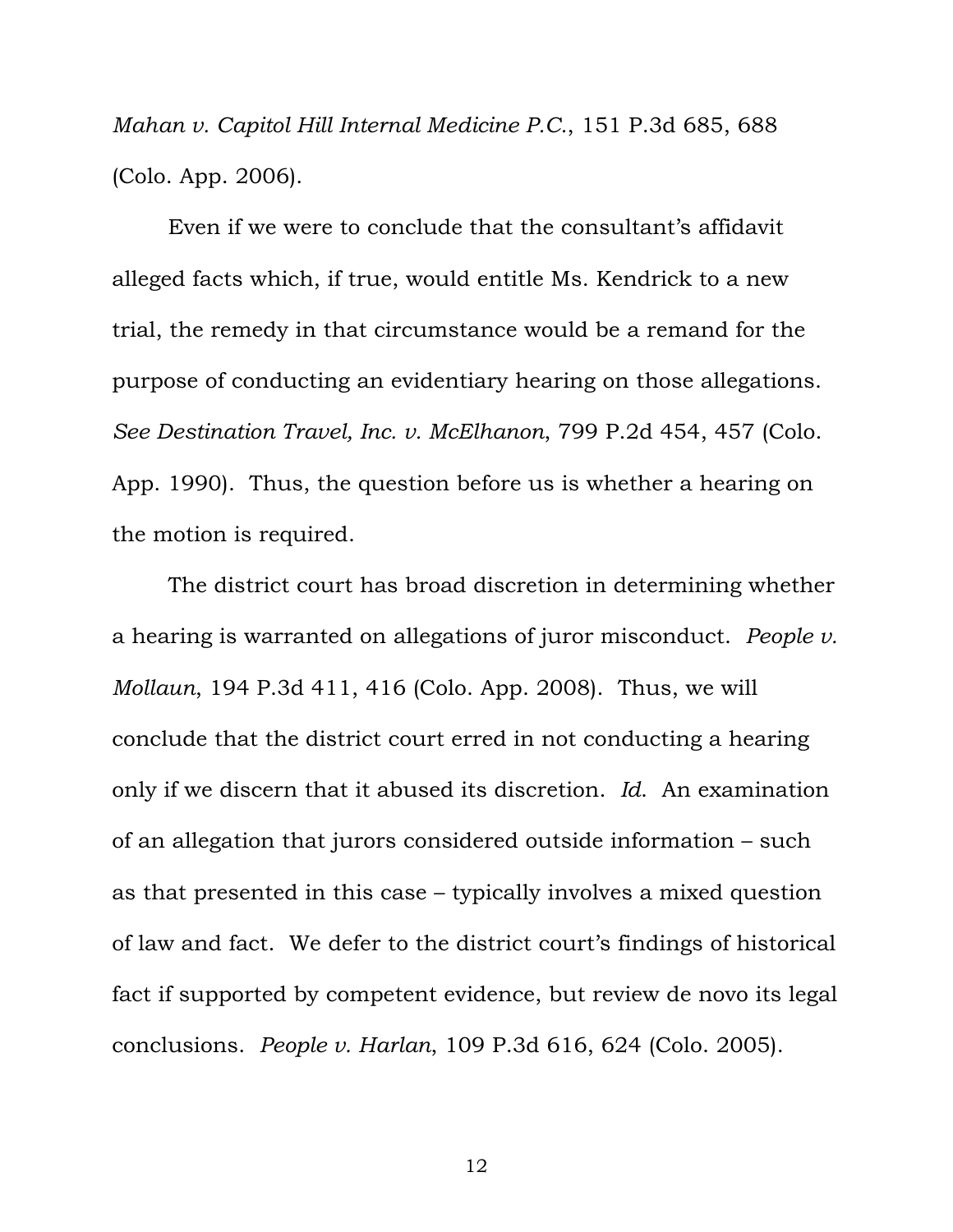*Mahan v. Capitol Hill Internal Medicine P.C.*, 151 P.3d 685, 688 (Colo. App. 2006).

Even if we were to conclude that the consultant's affidavit alleged facts which, if true, would entitle Ms. Kendrick to a new trial, the remedy in that circumstance would be a remand for the purpose of conducting an evidentiary hearing on those allegations. *See Destination Travel, Inc. v. McElhanon*, 799 P.2d 454, 457 (Colo. App. 1990). Thus, the question before us is whether a hearing on the motion is required.

The district court has broad discretion in determining whether a hearing is warranted on allegations of juror misconduct. *People v. Mollaun*, 194 P.3d 411, 416 (Colo. App. 2008). Thus, we will conclude that the district court erred in not conducting a hearing only if we discern that it abused its discretion. *Id.* An examination of an allegation that jurors considered outside information – such as that presented in this case – typically involves a mixed question of law and fact. We defer to the district court's findings of historical fact if supported by competent evidence, but review de novo its legal conclusions. *People v. Harlan*, 109 P.3d 616, 624 (Colo. 2005).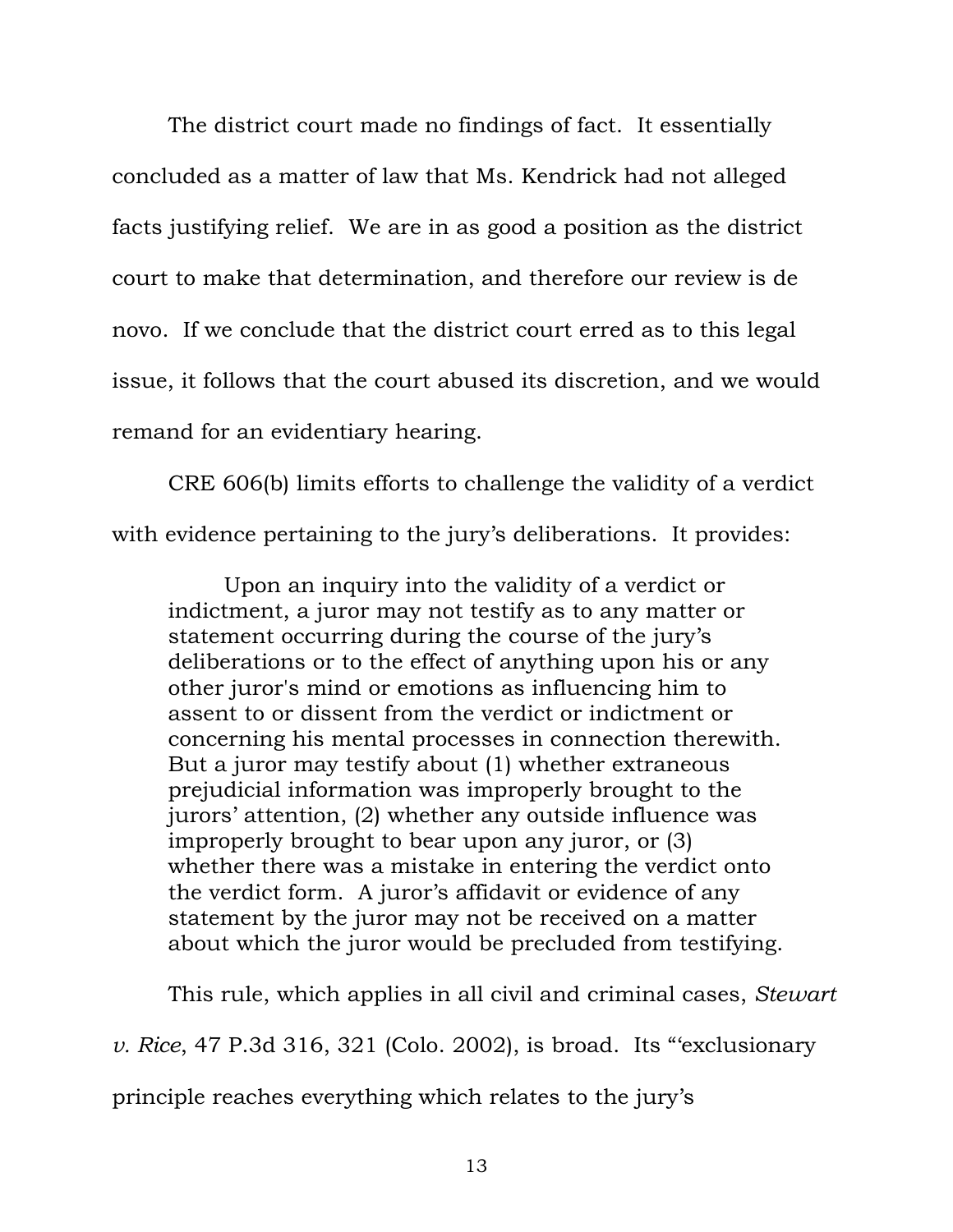The district court made no findings of fact. It essentially concluded as a matter of law that Ms. Kendrick had not alleged facts justifying relief. We are in as good a position as the district court to make that determination, and therefore our review is de novo. If we conclude that the district court erred as to this legal issue, it follows that the court abused its discretion, and we would remand for an evidentiary hearing.

CRE 606(b) limits efforts to challenge the validity of a verdict with evidence pertaining to the jury's deliberations. It provides:

> Upon an inquiry into the validity of a verdict or indictment, a juror may not testify as to any matter or statement occurring during the course of the jury's deliberations or to the effect of anything upon his or any other juror's mind or emotions as influencing him to assent to or dissent from the verdict or indictment or concerning his mental processes in connection therewith. But a juror may testify about (1) whether extraneous prejudicial information was improperly brought to the jurors' attention, (2) whether any outside influence was improperly brought to bear upon any juror, or (3) whether there was a mistake in entering the verdict onto the verdict form. A juror's affidavit or evidence of any statement by the juror may not be received on a matter about which the juror would be precluded from testifying.

This rule, which applies in all civil and criminal cases, *Stewart v. Rice*, 47 P.3d 316, 321 (Colo. 2002), is broad. Its "'exclusionary principle reaches everything which relates to the jury's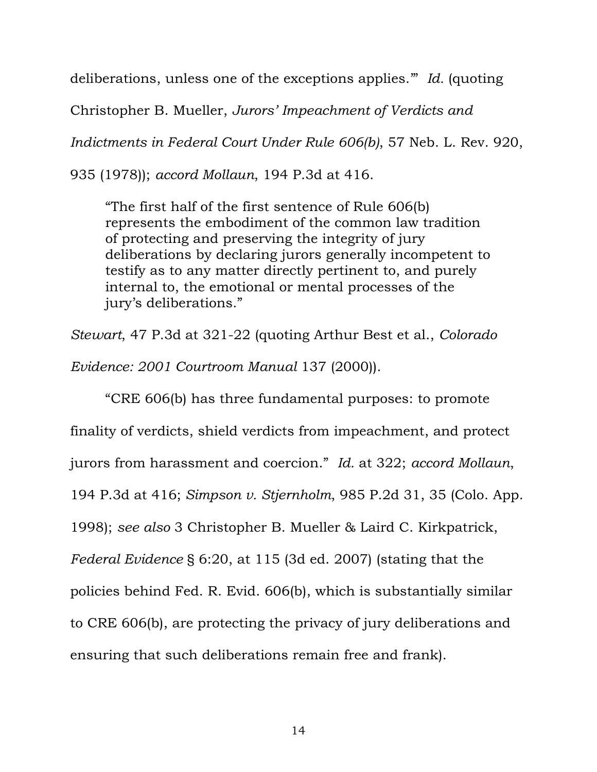deliberations, unless one of the exceptions applies.'" *Id.* (quoting Christopher B. Mueller, *Jurors' Impeachment of Verdicts and Indictments in Federal Court Under Rule 606(b)*, 57 Neb. L. Rev. 920, 935 (1978)); *accord Mollaun*, 194 P.3d at 416.

> "The first half of the first sentence of Rule 606(b) represents the embodiment of the common law tradition of protecting and preserving the integrity of jury deliberations by declaring jurors generally incompetent to testify as to any matter directly pertinent to, and purely internal to, the emotional or mental processes of the jury's deliberations."

*Stewart*, 47 P.3d at 321-22 (quoting Arthur Best et al., *Colorado Evidence: 2001 Courtroom Manual* 137 (2000)).

"CRE 606(b) has three fundamental purposes: to promote finality of verdicts, shield verdicts from impeachment, and protect jurors from harassment and coercion." *Id.* at 322; *accord Mollaun*, 194 P.3d at 416; *Simpson v. Stjernholm*, 985 P.2d 31, 35 (Colo. App. 1998); *see also* 3 Christopher B. Mueller & Laird C. Kirkpatrick, *Federal Evidence* § 6:20, at 115 (3d ed. 2007) (stating that the policies behind Fed. R. Evid. 606(b), which is substantially similar to CRE 606(b), are protecting the privacy of jury deliberations and ensuring that such deliberations remain free and frank).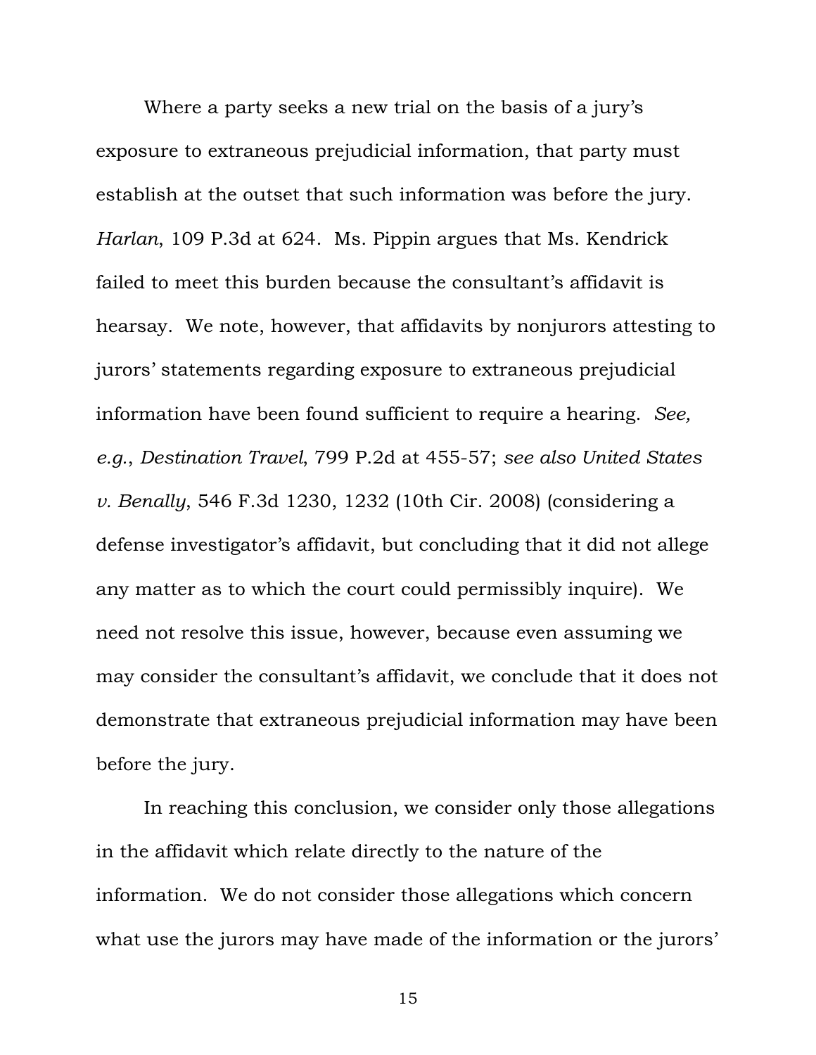Where a party seeks a new trial on the basis of a jury's exposure to extraneous prejudicial information, that party must establish at the outset that such information was before the jury. *Harlan*, 109 P.3d at 624. Ms. Pippin argues that Ms. Kendrick failed to meet this burden because the consultant's affidavit is hearsay. We note, however, that affidavits by nonjurors attesting to jurors' statements regarding exposure to extraneous prejudicial information have been found sufficient to require a hearing. *See, e.g.*, *Destination Travel*, 799 P.2d at 455-57; *see also United States v. Benally*, 546 F.3d 1230, 1232 (10th Cir. 2008) (considering a defense investigator's affidavit, but concluding that it did not allege any matter as to which the court could permissibly inquire). We need not resolve this issue, however, because even assuming we may consider the consultant's affidavit, we conclude that it does not demonstrate that extraneous prejudicial information may have been before the jury.

In reaching this conclusion, we consider only those allegations in the affidavit which relate directly to the nature of the information. We do not consider those allegations which concern what use the jurors may have made of the information or the jurors'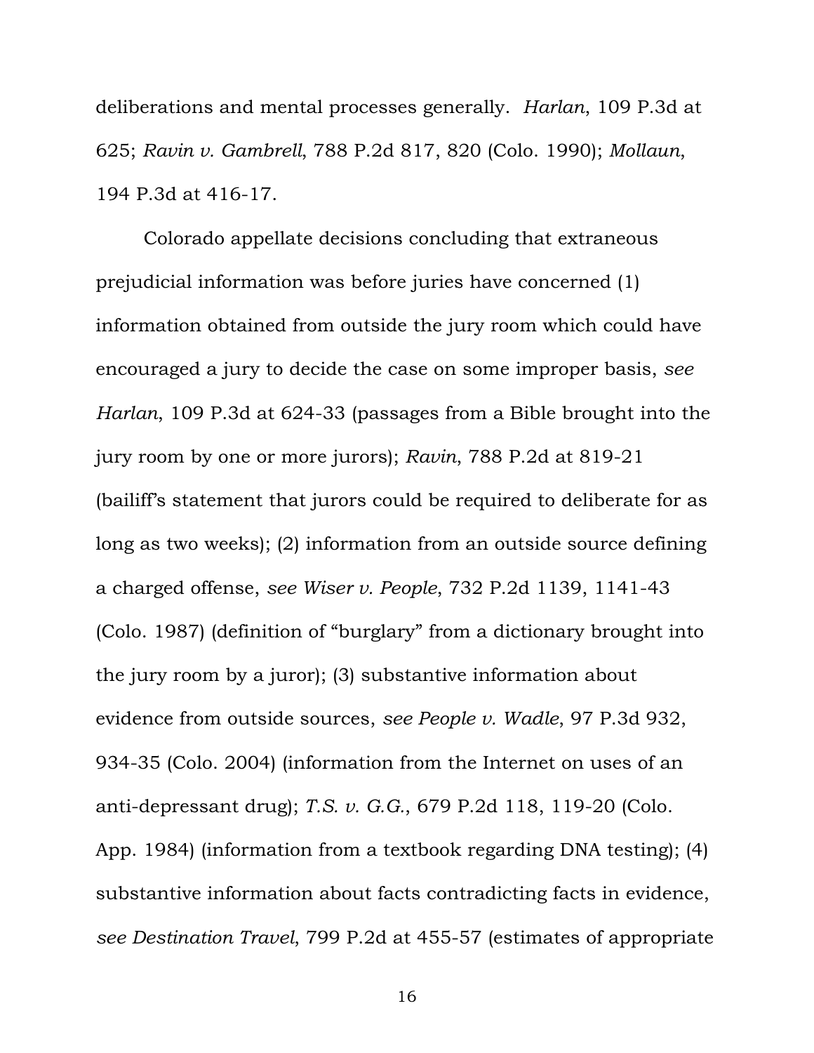deliberations and mental processes generally. *Harlan*, 109 P.3d at 625; *Ravin v. Gambrell*, 788 P.2d 817, 820 (Colo. 1990); *Mollaun*, 194 P.3d at 416-17.

Colorado appellate decisions concluding that extraneous prejudicial information was before juries have concerned (1) information obtained from outside the jury room which could have encouraged a jury to decide the case on some improper basis, *see Harlan*, 109 P.3d at 624-33 (passages from a Bible brought into the jury room by one or more jurors); *Ravin*, 788 P.2d at 819-21 (bailiff's statement that jurors could be required to deliberate for as long as two weeks); (2) information from an outside source defining a charged offense, *see Wiser v. People*, 732 P.2d 1139, 1141-43 (Colo. 1987) (definition of "burglary" from a dictionary brought into the jury room by a juror); (3) substantive information about evidence from outside sources, *see People v. Wadle*, 97 P.3d 932, 934-35 (Colo. 2004) (information from the Internet on uses of an anti-depressant drug); *T.S. v. G.G.*, 679 P.2d 118, 119-20 (Colo. App. 1984) (information from a textbook regarding DNA testing); (4) substantive information about facts contradicting facts in evidence, *see Destination Travel*, 799 P.2d at 455-57 (estimates of appropriate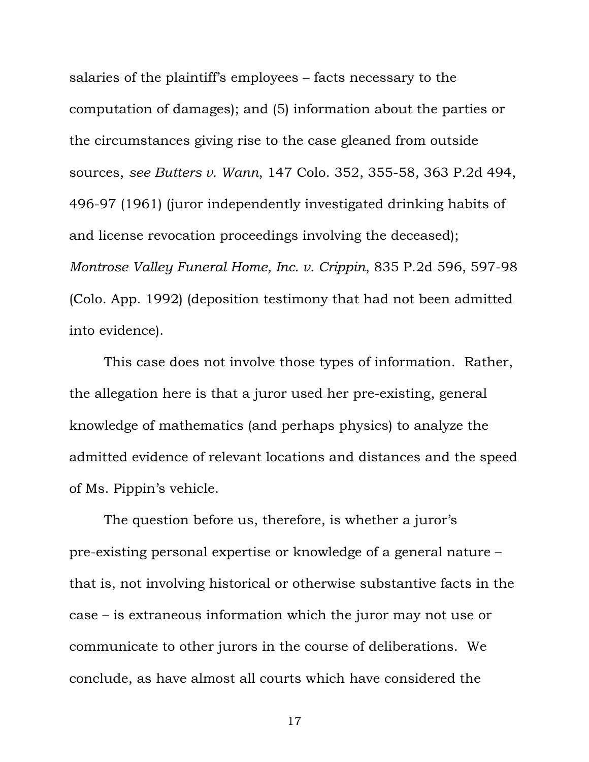salaries of the plaintiff's employees – facts necessary to the computation of damages); and (5) information about the parties or the circumstances giving rise to the case gleaned from outside sources, *see Butters v. Wann*, 147 Colo. 352, 355-58, 363 P.2d 494, 496-97 (1961) (juror independently investigated drinking habits of and license revocation proceedings involving the deceased); *Montrose Valley Funeral Home, Inc. v. Crippin*, 835 P.2d 596, 597-98 (Colo. App. 1992) (deposition testimony that had not been admitted into evidence).

This case does not involve those types of information. Rather, the allegation here is that a juror used her pre-existing, general knowledge of mathematics (and perhaps physics) to analyze the admitted evidence of relevant locations and distances and the speed of Ms. Pippin's vehicle.

The question before us, therefore, is whether a juror's pre-existing personal expertise or knowledge of a general nature – that is, not involving historical or otherwise substantive facts in the case – is extraneous information which the juror may not use or communicate to other jurors in the course of deliberations. We conclude, as have almost all courts which have considered the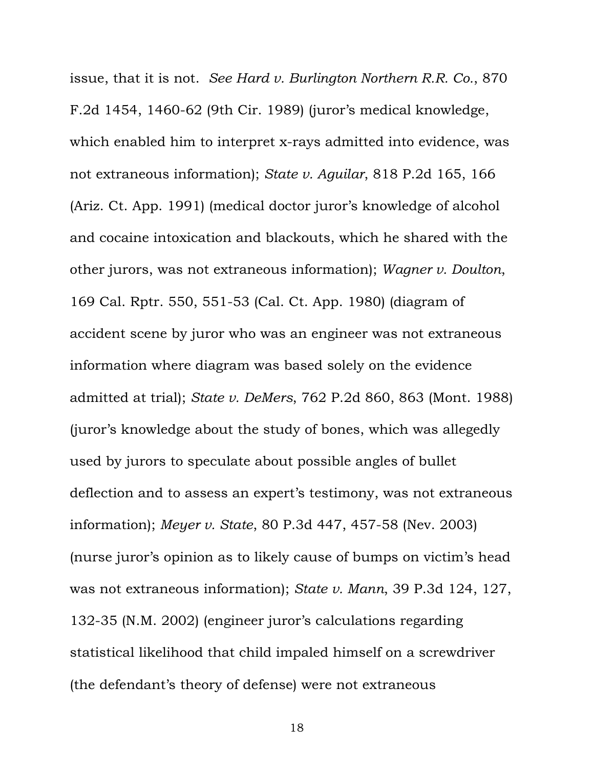issue, that it is not. *See Hard v. Burlington Northern R.R. Co.*, 870 F.2d 1454, 1460-62 (9th Cir. 1989) (juror's medical knowledge, which enabled him to interpret x-rays admitted into evidence, was not extraneous information); *State v. Aguilar*, 818 P.2d 165, 166 (Ariz. Ct. App. 1991) (medical doctor juror's knowledge of alcohol and cocaine intoxication and blackouts, which he shared with the other jurors, was not extraneous information); *Wagner v. Doulton*, 169 Cal. Rptr. 550, 551-53 (Cal. Ct. App. 1980) (diagram of accident scene by juror who was an engineer was not extraneous information where diagram was based solely on the evidence admitted at trial); *State v. DeMers*, 762 P.2d 860, 863 (Mont. 1988) (juror's knowledge about the study of bones, which was allegedly used by jurors to speculate about possible angles of bullet deflection and to assess an expert's testimony, was not extraneous information); *Meyer v. State*, 80 P.3d 447, 457-58 (Nev. 2003) (nurse juror's opinion as to likely cause of bumps on victim's head was not extraneous information); *State v. Mann*, 39 P.3d 124, 127, 132-35 (N.M. 2002) (engineer juror's calculations regarding statistical likelihood that child impaled himself on a screwdriver (the defendant's theory of defense) were not extraneous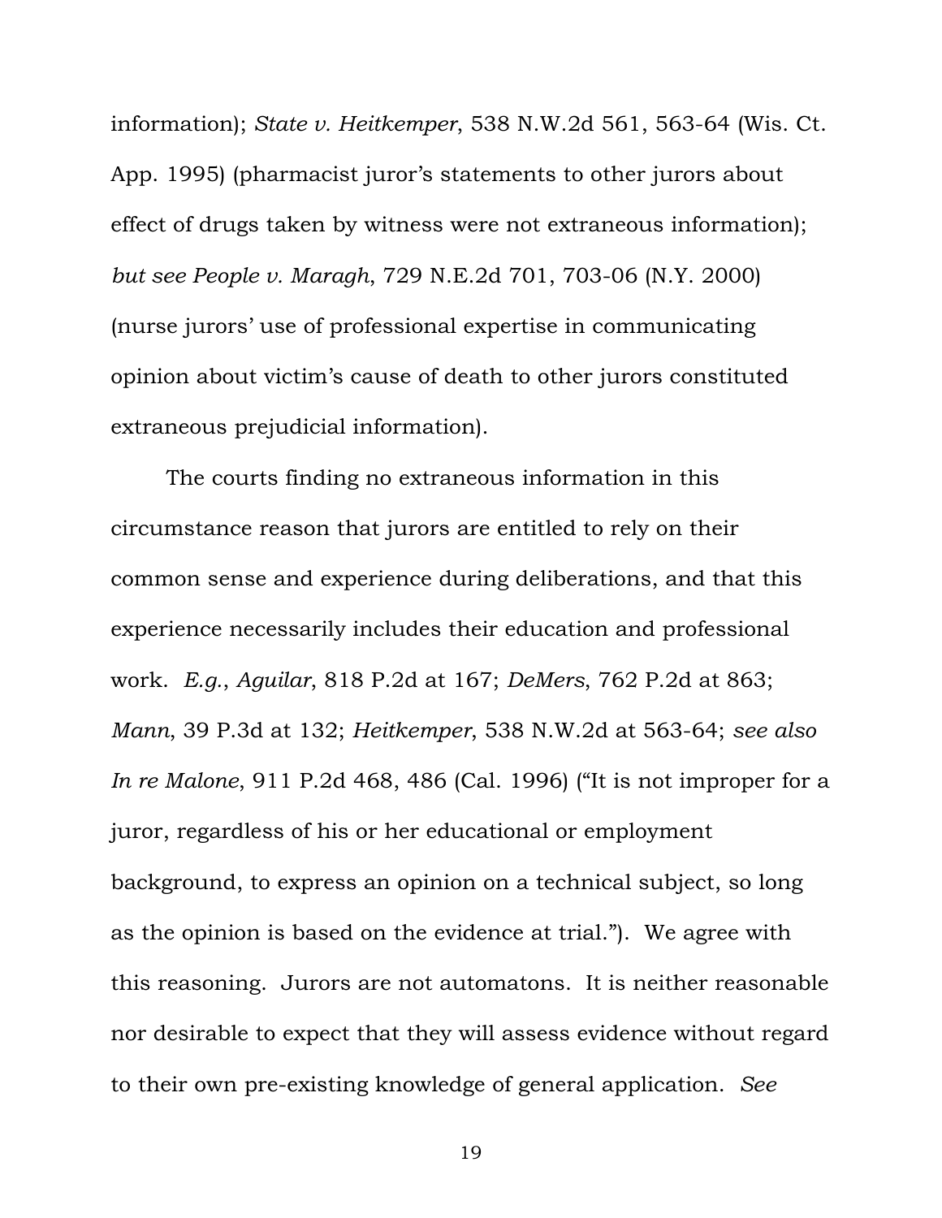information); *State v. Heitkemper*, 538 N.W.2d 561, 563-64 (Wis. Ct. App. 1995) (pharmacist juror's statements to other jurors about effect of drugs taken by witness were not extraneous information); *but see People v. Maragh*, 729 N.E.2d 701, 703-06 (N.Y. 2000) (nurse jurors' use of professional expertise in communicating opinion about victim's cause of death to other jurors constituted extraneous prejudicial information).

The courts finding no extraneous information in this circumstance reason that jurors are entitled to rely on their common sense and experience during deliberations, and that this experience necessarily includes their education and professional work. *E.g.*, *Aguilar*, 818 P.2d at 167; *DeMers*, 762 P.2d at 863; *Mann*, 39 P.3d at 132; *Heitkemper*, 538 N.W.2d at 563-64; *see also In re Malone*, 911 P.2d 468, 486 (Cal. 1996) ("It is not improper for a juror, regardless of his or her educational or employment background, to express an opinion on a technical subject, so long as the opinion is based on the evidence at trial."). We agree with this reasoning. Jurors are not automatons. It is neither reasonable nor desirable to expect that they will assess evidence without regard to their own pre-existing knowledge of general application. *See*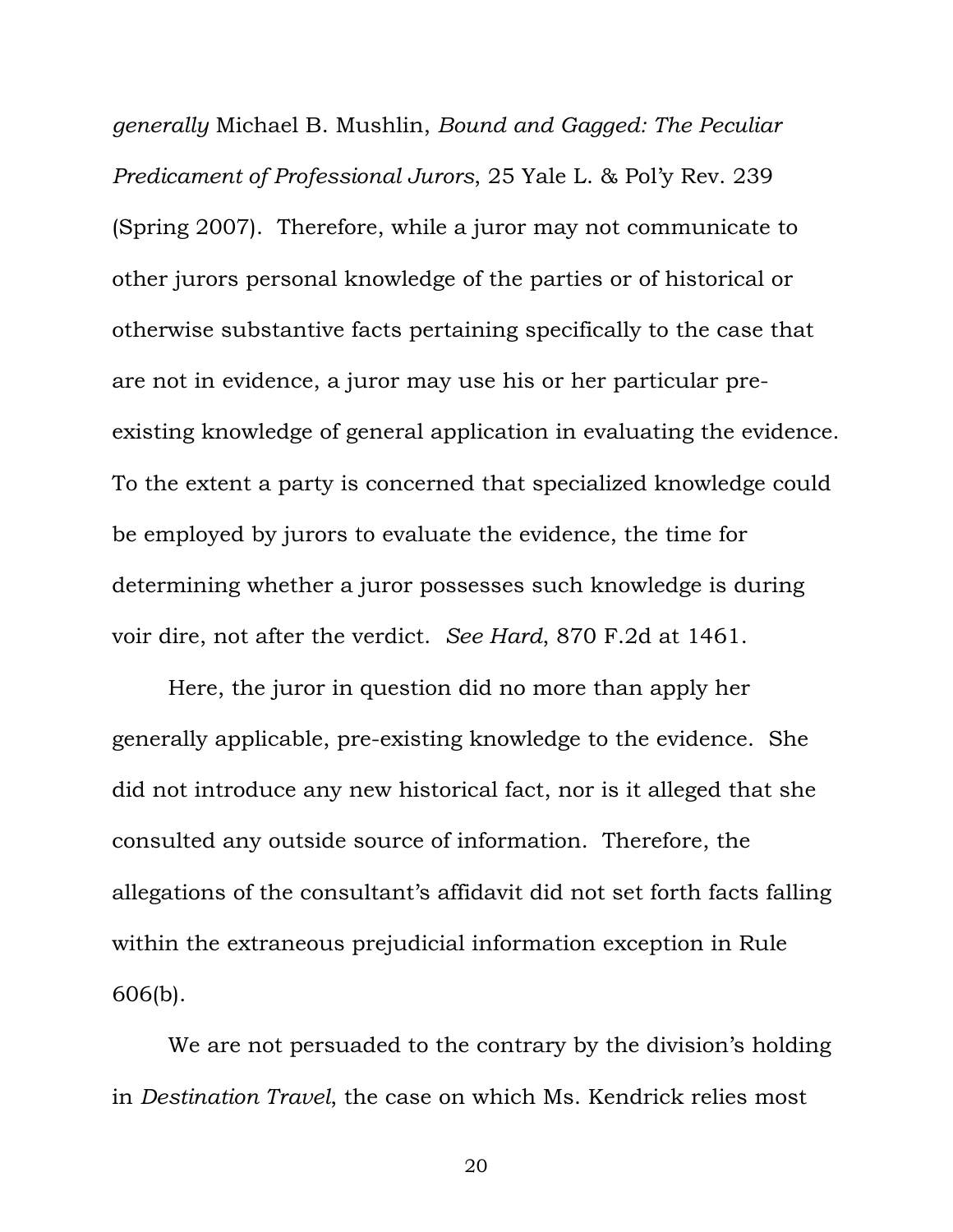*generally* Michael B. Mushlin, *Bound and Gagged: The Peculiar Predicament of Professional Jurors*, 25 Yale L. & Pol'y Rev. 239 (Spring 2007). Therefore, while a juror may not communicate to other jurors personal knowledge of the parties or of historical or otherwise substantive facts pertaining specifically to the case that are not in evidence, a juror may use his or her particular pre-existing knowledge of general application in evaluating the evidence. To the extent a party is concerned that specialized knowledge could be employed by jurors to evaluate the evidence, the time for determining whether a juror possesses such knowledge is during voir dire, not after the verdict. *See Hard*, 870 F.2d at 1461.

Here, the juror in question did no more than apply her generally applicable, pre-existing knowledge to the evidence. She did not introduce any new historical fact, nor is it alleged that she consulted any outside source of information. Therefore, the allegations of the consultant's affidavit did not set forth facts falling within the extraneous prejudicial information exception in Rule 606(b).

We are not persuaded to the contrary by the division's holding in *Destination Travel*, the case on which Ms. Kendrick relies most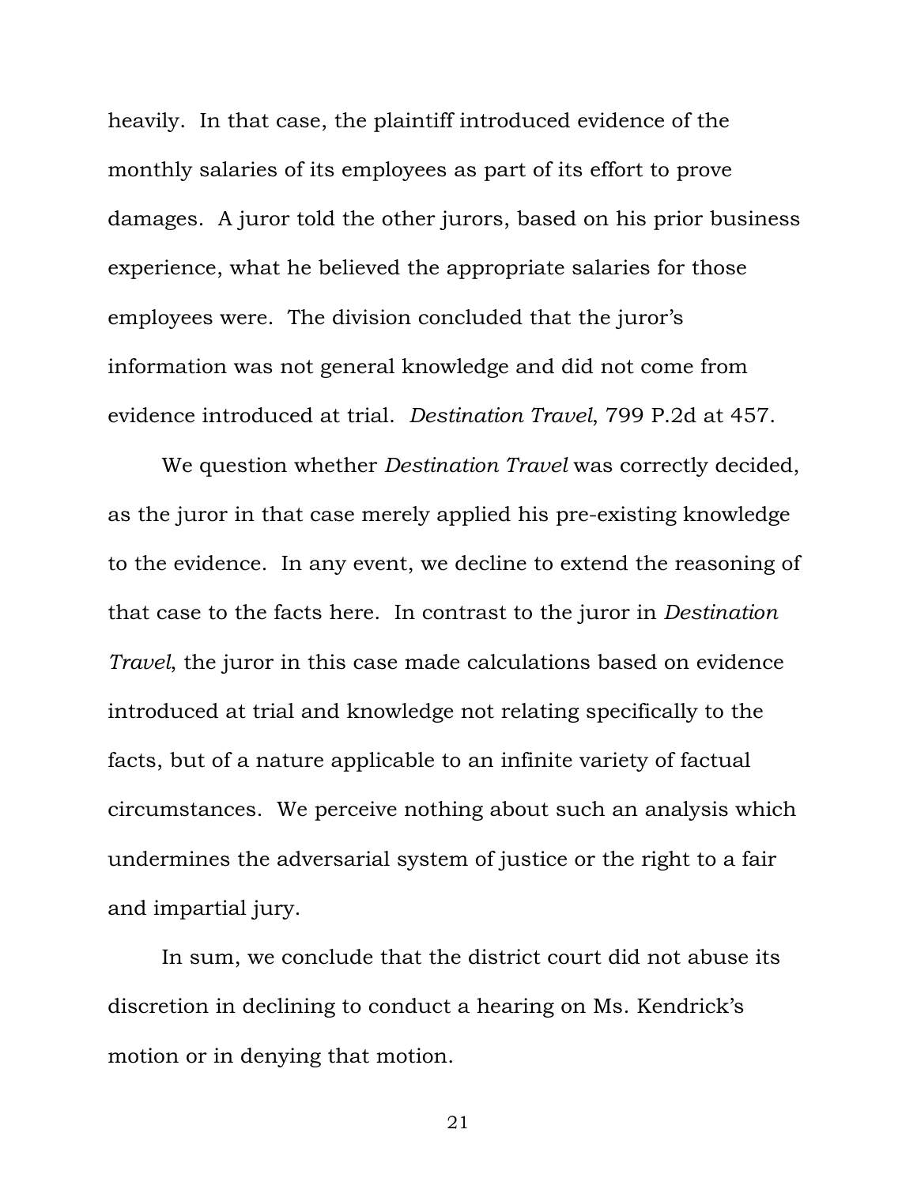heavily. In that case, the plaintiff introduced evidence of the monthly salaries of its employees as part of its effort to prove damages. A juror told the other jurors, based on his prior business experience, what he believed the appropriate salaries for those employees were. The division concluded that the juror's information was not general knowledge and did not come from evidence introduced at trial. *Destination Travel*, 799 P.2d at 457.

We question whether *Destination Travel* was correctly decided, as the juror in that case merely applied his pre-existing knowledge to the evidence. In any event, we decline to extend the reasoning of that case to the facts here. In contrast to the juror in *Destination Travel*, the juror in this case made calculations based on evidence introduced at trial and knowledge not relating specifically to the facts, but of a nature applicable to an infinite variety of factual circumstances. We perceive nothing about such an analysis which undermines the adversarial system of justice or the right to a fair and impartial jury.

In sum, we conclude that the district court did not abuse its discretion in declining to conduct a hearing on Ms. Kendrick's motion or in denying that motion.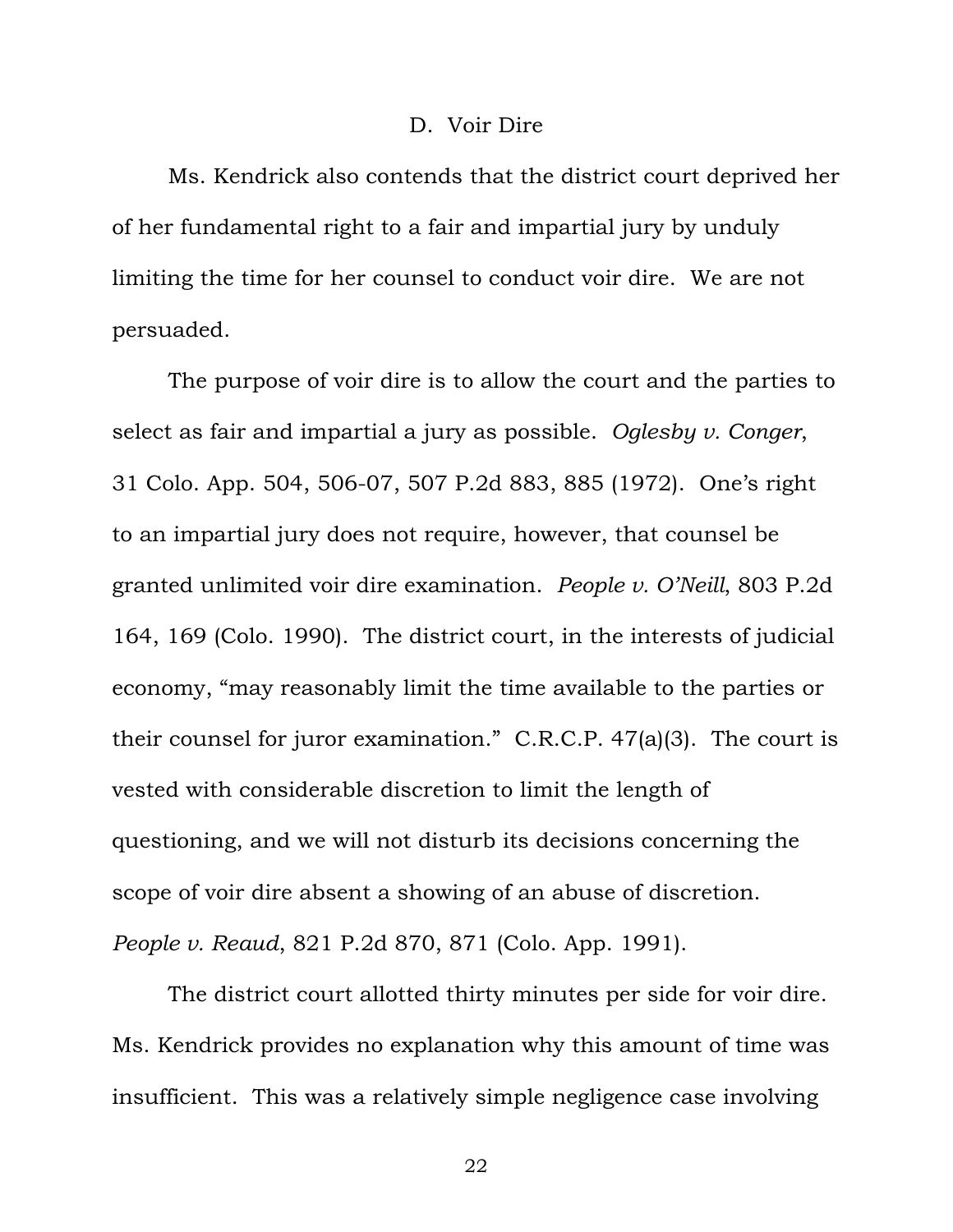### D. Voir Dire

Ms. Kendrick also contends that the district court deprived her of her fundamental right to a fair and impartial jury by unduly limiting the time for her counsel to conduct voir dire. We are not persuaded.

The purpose of voir dire is to allow the court and the parties to select as fair and impartial a jury as possible. *Oglesby v. Conger*, 31 Colo. App. 504, 506-07, 507 P.2d 883, 885 (1972). One's right to an impartial jury does not require, however, that counsel be granted unlimited voir dire examination. *People v. O'Neill*, 803 P.2d 164, 169 (Colo. 1990). The district court, in the interests of judicial economy, "may reasonably limit the time available to the parties or their counsel for juror examination." C.R.C.P. 47(a)(3). The court is vested with considerable discretion to limit the length of questioning, and we will not disturb its decisions concerning the scope of voir dire absent a showing of an abuse of discretion. *People v. Reaud*, 821 P.2d 870, 871 (Colo. App. 1991).

The district court allotted thirty minutes per side for voir dire. Ms. Kendrick provides no explanation why this amount of time was insufficient. This was a relatively simple negligence case involving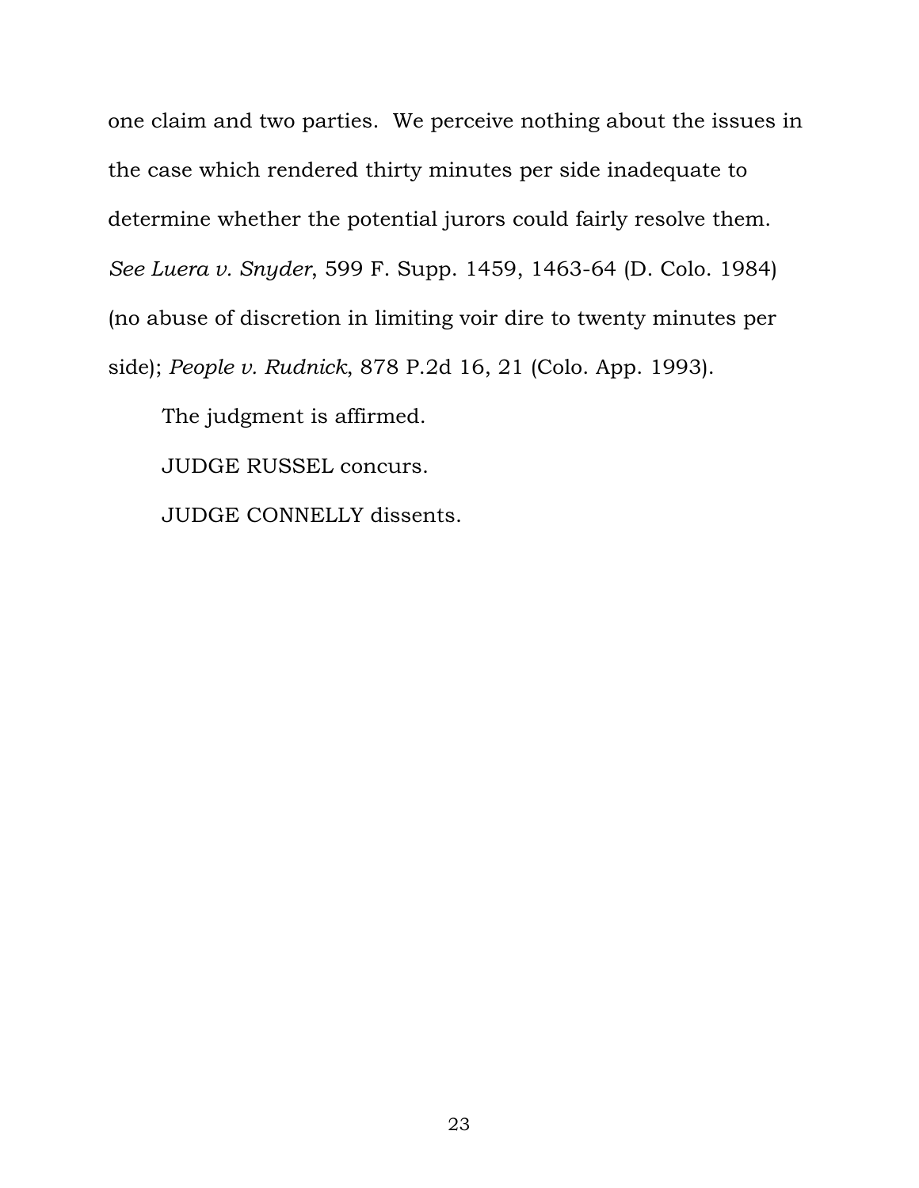one claim and two parties. We perceive nothing about the issues in the case which rendered thirty minutes per side inadequate to determine whether the potential jurors could fairly resolve them. *See Luera v. Snyder*, 599 F. Supp. 1459, 1463-64 (D. Colo. 1984) (no abuse of discretion in limiting voir dire to twenty minutes per side); *People v. Rudnick*, 878 P.2d 16, 21 (Colo. App. 1993).

The judgment is affirmed.

JUDGE RUSSEL concurs.

JUDGE CONNELLY dissents.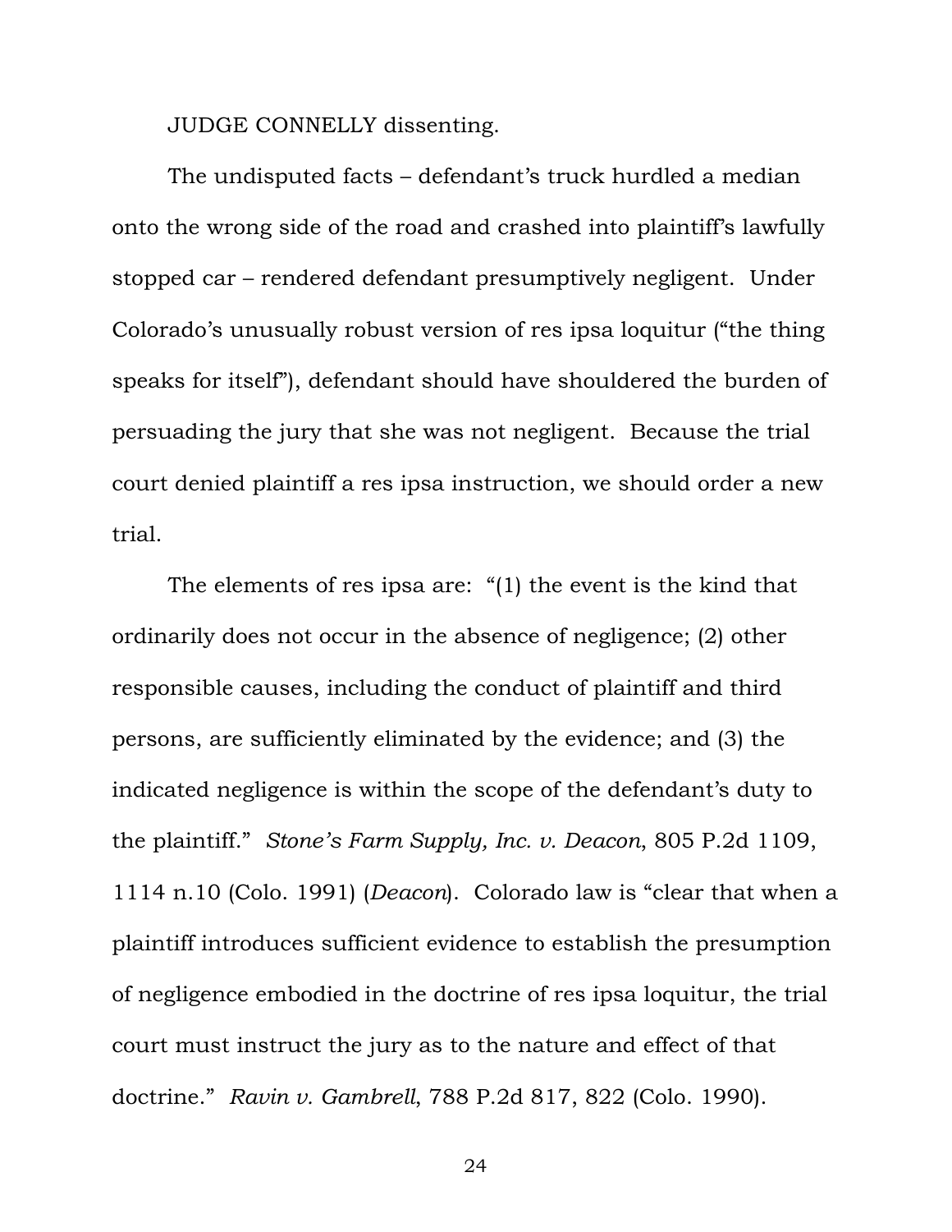JUDGE CONNELLY dissenting.

The undisputed facts – defendant's truck hurdled a median onto the wrong side of the road and crashed into plaintiff's lawfully stopped car – rendered defendant presumptively negligent. Under Colorado's unusually robust version of res ipsa loquitur ("the thing speaks for itself"), defendant should have shouldered the burden of persuading the jury that she was not negligent. Because the trial court denied plaintiff a res ipsa instruction, we should order a new trial.

The elements of res ipsa are: "(1) the event is the kind that ordinarily does not occur in the absence of negligence; (2) other responsible causes, including the conduct of plaintiff and third persons, are sufficiently eliminated by the evidence; and (3) the indicated negligence is within the scope of the defendant's duty to the plaintiff." *Stone's Farm Supply, Inc. v. Deacon*, 805 P.2d 1109, 1114 n.10 (Colo. 1991) (*Deacon*). Colorado law is "clear that when a plaintiff introduces sufficient evidence to establish the presumption of negligence embodied in the doctrine of res ipsa loquitur, the trial court must instruct the jury as to the nature and effect of that doctrine." *Ravin v. Gambrell*, 788 P.2d 817, 822 (Colo. 1990).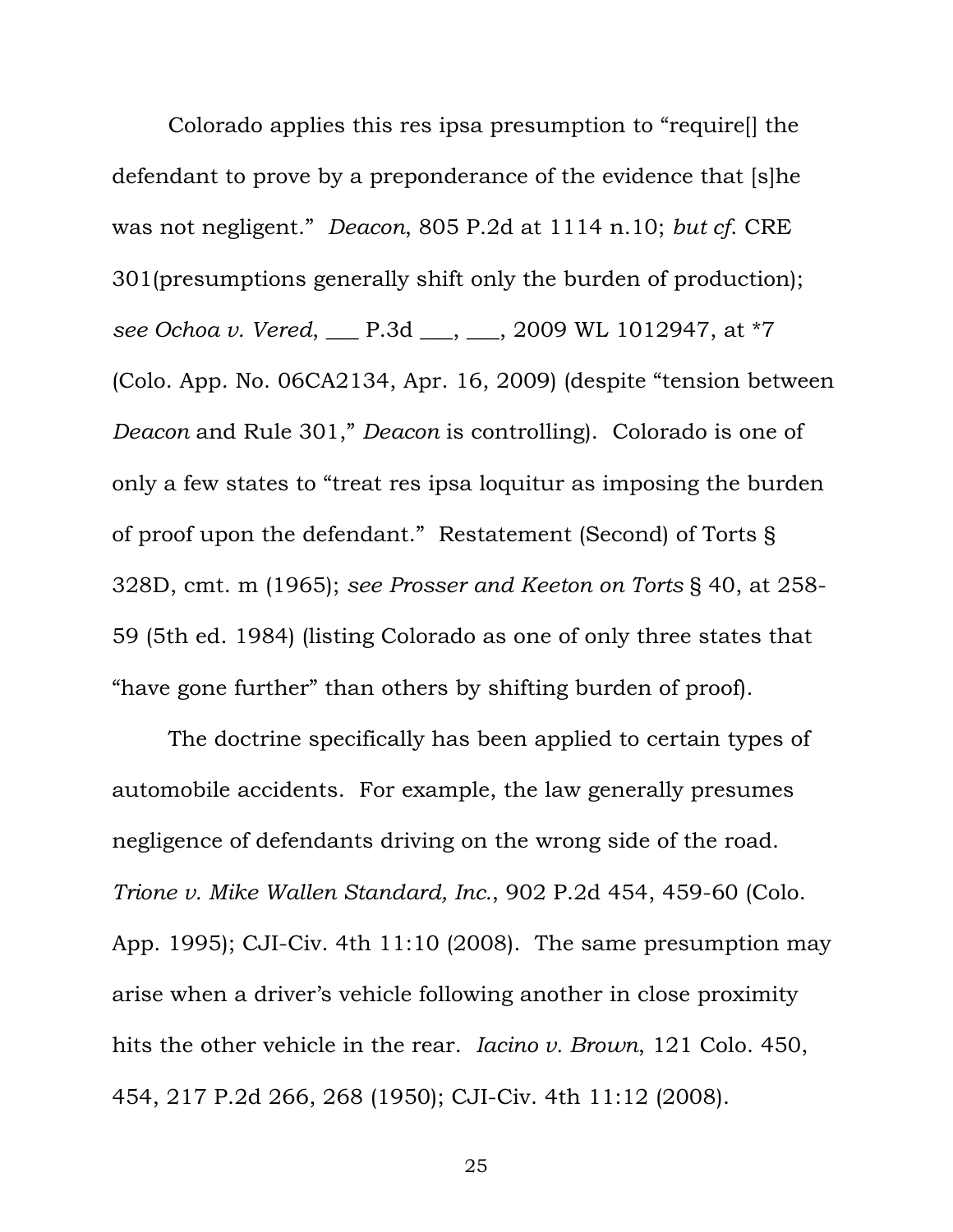Colorado applies this res ipsa presumption to "require[] the defendant to prove by a preponderance of the evidence that [s]he was not negligent." *Deacon*, 805 P.2d at 1114 n.10; *but cf.* CRE 301(presumptions generally shift only the burden of production); *see Ochoa v. Vered*, ___ P.3d ___, ___, 2009 WL 1012947, at *7 (Colo. App. No. 06CA2134, Apr. 16, 2009) (despite "tension between *Deacon* and Rule 301," *Deacon* is controlling). Colorado is one of only a few states to "treat res ipsa loquitur as imposing the burden of proof upon the defendant." Restatement (Second) of Torts § 328D, cmt. m (1965); *see Prosser and Keeton on Torts* § 40, at 258-59 (5th ed. 1984) (listing Colorado as one of only three states that "have gone further" than others by shifting burden of proof).

The doctrine specifically has been applied to certain types of automobile accidents. For example, the law generally presumes negligence of defendants driving on the wrong side of the road. *Trione v. Mike Wallen Standard, Inc.*, 902 P.2d 454, 459-60 (Colo. App. 1995); CJI-Civ. 4th 11:10 (2008). The same presumption may arise when a driver's vehicle following another in close proximity hits the other vehicle in the rear. *Iacino v. Brown*, 121 Colo. 450, 454, 217 P.2d 266, 268 (1950); CJI-Civ. 4th 11:12 (2008).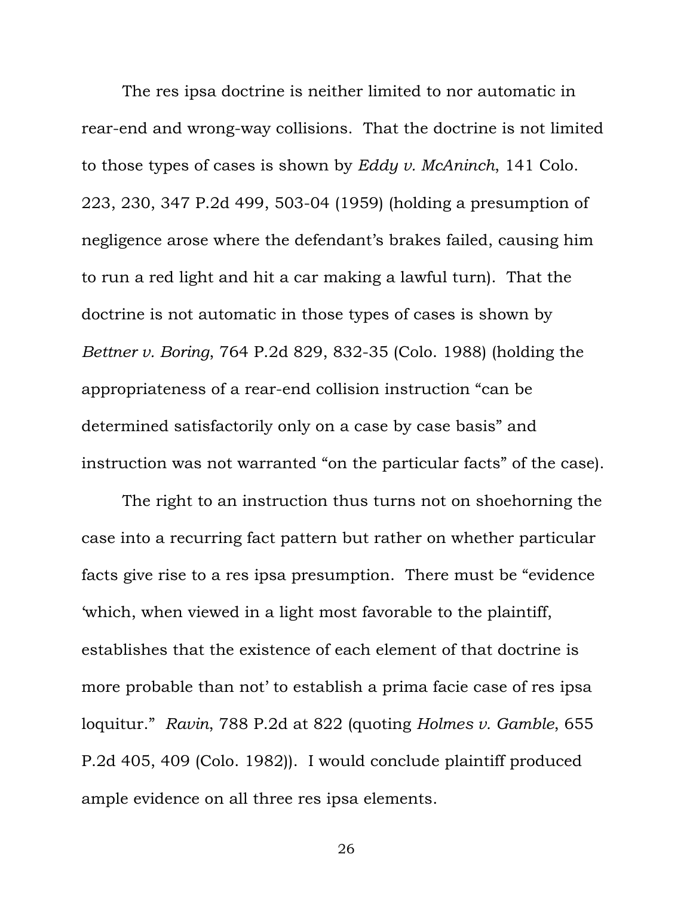The res ipsa doctrine is neither limited to nor automatic in rear-end and wrong-way collisions. That the doctrine is not limited to those types of cases is shown by *Eddy v. McAninch*, 141 Colo. 223, 230, 347 P.2d 499, 503-04 (1959) (holding a presumption of negligence arose where the defendant's brakes failed, causing him to run a red light and hit a car making a lawful turn). That the doctrine is not automatic in those types of cases is shown by *Bettner v. Boring*, 764 P.2d 829, 832-35 (Colo. 1988) (holding the appropriateness of a rear-end collision instruction "can be determined satisfactorily only on a case by case basis" and instruction was not warranted "on the particular facts" of the case).

The right to an instruction thus turns not on shoehorning the case into a recurring fact pattern but rather on whether particular facts give rise to a res ipsa presumption. There must be "evidence 'which, when viewed in a light most favorable to the plaintiff, establishes that the existence of each element of that doctrine is more probable than not' to establish a prima facie case of res ipsa loquitur." *Ravin*, 788 P.2d at 822 (quoting *Holmes v. Gamble*, 655 P.2d 405, 409 (Colo. 1982)). I would conclude plaintiff produced ample evidence on all three res ipsa elements.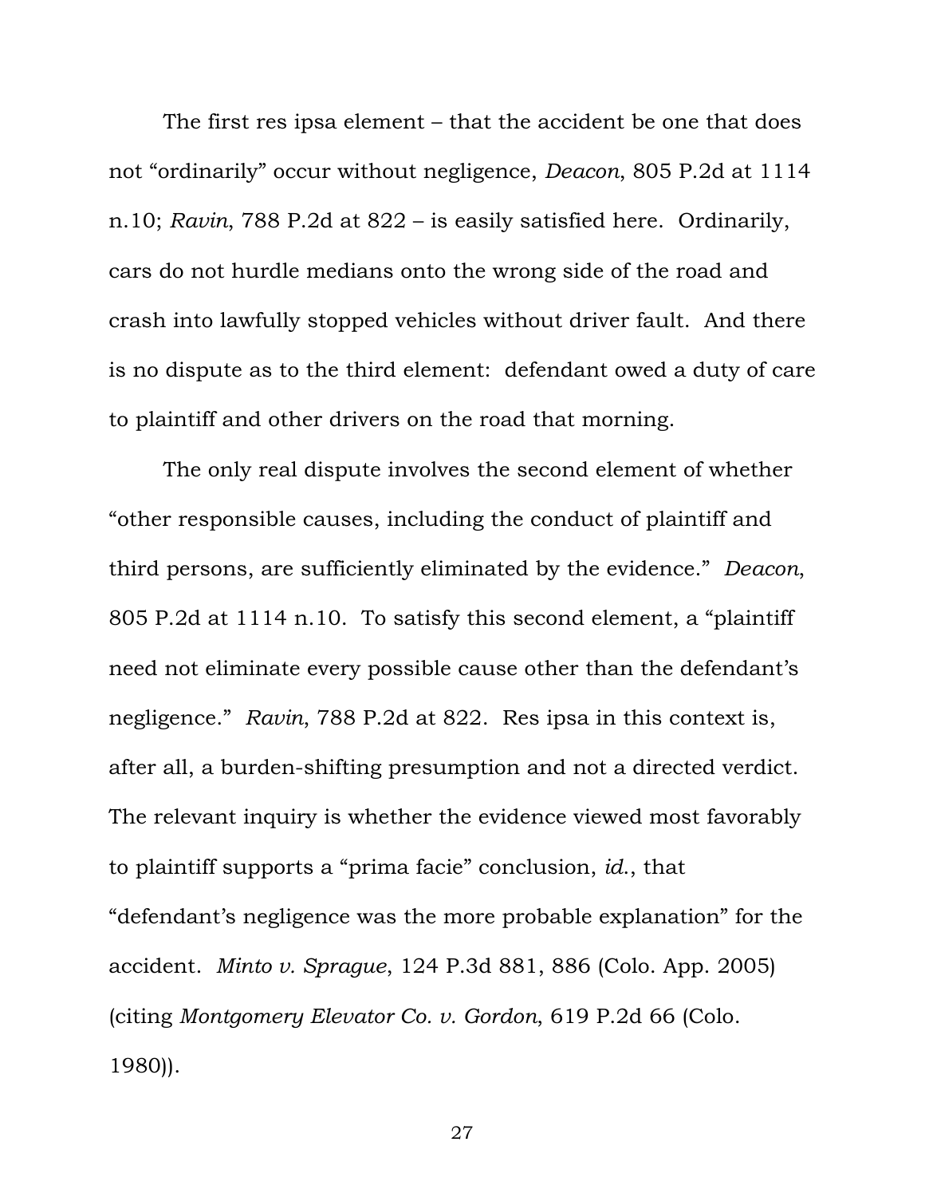The first res ipsa element – that the accident be one that does not "ordinarily" occur without negligence, *Deacon*, 805 P.2d at 1114 n.10; *Ravin*, 788 P.2d at 822 – is easily satisfied here. Ordinarily, cars do not hurdle medians onto the wrong side of the road and crash into lawfully stopped vehicles without driver fault. And there is no dispute as to the third element: defendant owed a duty of care to plaintiff and other drivers on the road that morning.

The only real dispute involves the second element of whether "other responsible causes, including the conduct of plaintiff and third persons, are sufficiently eliminated by the evidence." *Deacon*, 805 P.2d at 1114 n.10. To satisfy this second element, a "plaintiff need not eliminate every possible cause other than the defendant's negligence." *Ravin*, 788 P.2d at 822. Res ipsa in this context is, after all, a burden-shifting presumption and not a directed verdict. The relevant inquiry is whether the evidence viewed most favorably to plaintiff supports a "prima facie" conclusion, *id.*, that "defendant's negligence was the more probable explanation" for the accident. *Minto v. Sprague*, 124 P.3d 881, 886 (Colo. App. 2005) (citing *Montgomery Elevator Co. v. Gordon*, 619 P.2d 66 (Colo. 1980)).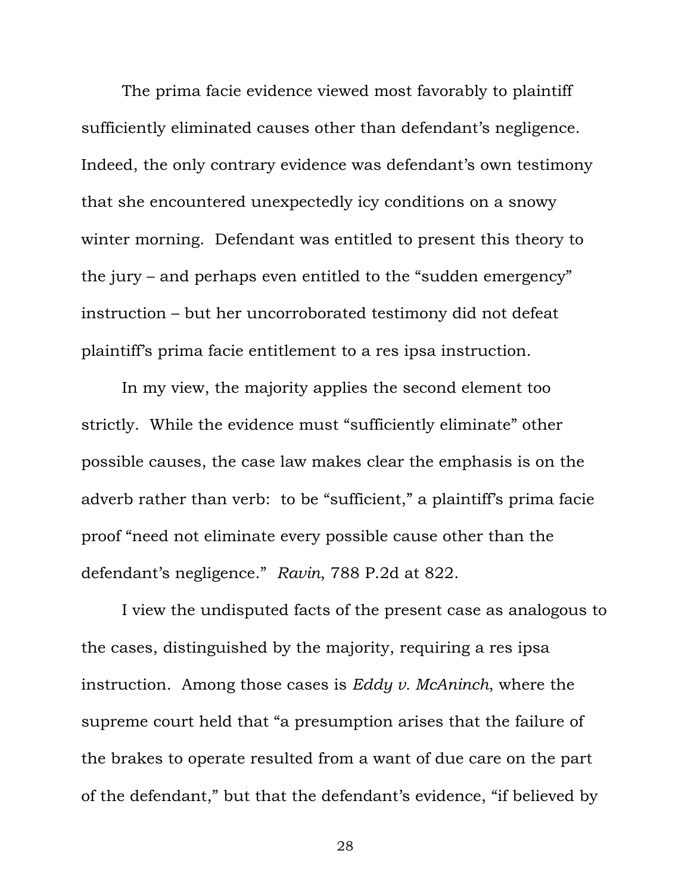The prima facie evidence viewed most favorably to plaintiff sufficiently eliminated causes other than defendant's negligence. Indeed, the only contrary evidence was defendant's own testimony that she encountered unexpectedly icy conditions on a snowy winter morning. Defendant was entitled to present this theory to the jury – and perhaps even entitled to the "sudden emergency" instruction – but her uncorroborated testimony did not defeat plaintiff's prima facie entitlement to a res ipsa instruction.

In my view, the majority applies the second element too strictly. While the evidence must "sufficiently eliminate" other possible causes, the case law makes clear the emphasis is on the adverb rather than verb: to be "sufficient," a plaintiff's prima facie proof "need not eliminate every possible cause other than the defendant's negligence." *Ravin*, 788 P.2d at 822.

I view the undisputed facts of the present case as analogous to the cases, distinguished by the majority, requiring a res ipsa instruction. Among those cases is *Eddy v. McAninch*, where the supreme court held that "a presumption arises that the failure of the brakes to operate resulted from a want of due care on the part of the defendant," but that the defendant's evidence, "if believed by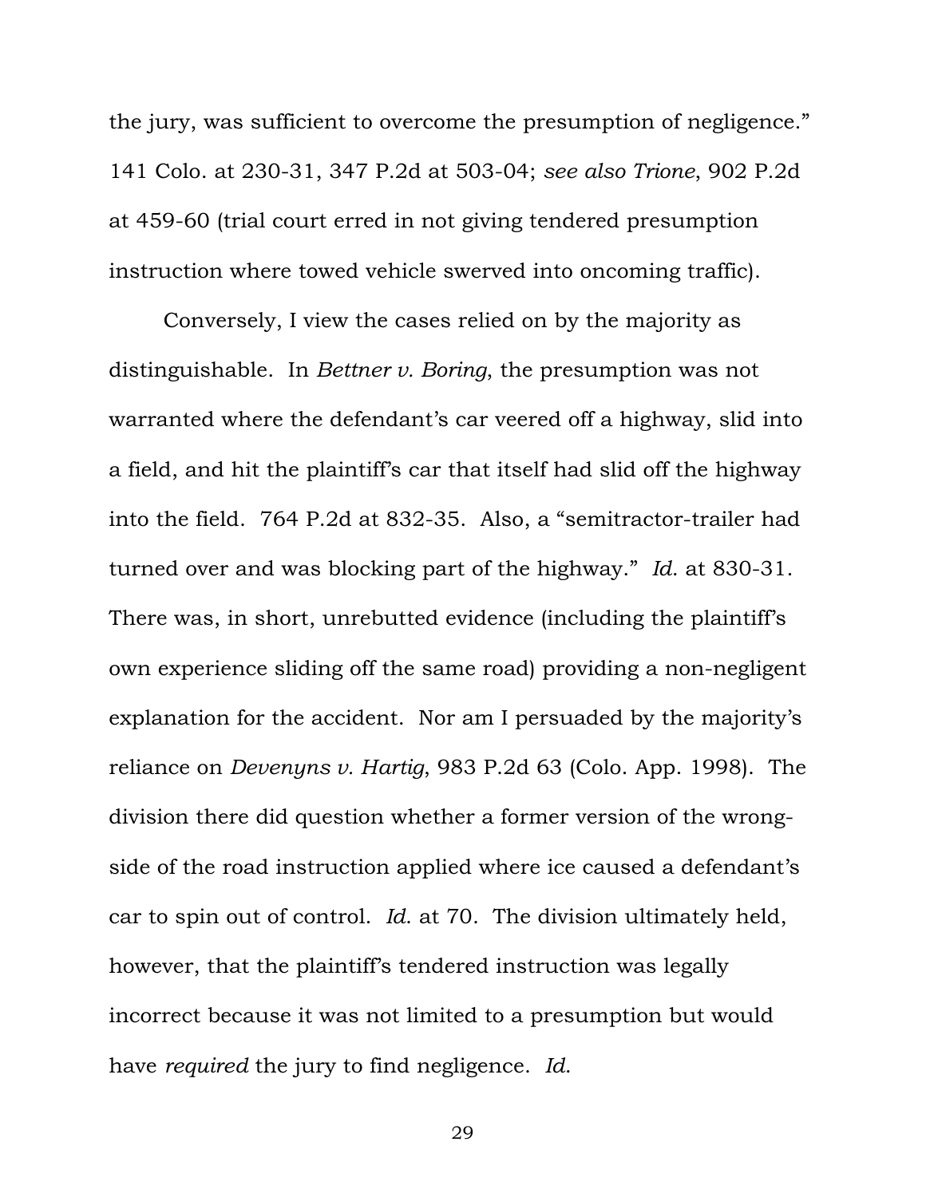the jury, was sufficient to overcome the presumption of negligence." 141 Colo. at 230-31, 347 P.2d at 503-04; *see also Trione*, 902 P.2d at 459-60 (trial court erred in not giving tendered presumption instruction where towed vehicle swerved into oncoming traffic).

Conversely, I view the cases relied on by the majority as distinguishable. In *Bettner v. Boring*, the presumption was not warranted where the defendant's car veered off a highway, slid into a field, and hit the plaintiff's car that itself had slid off the highway into the field. 764 P.2d at 832-35. Also, a "semitractor-trailer had turned over and was blocking part of the highway." *Id*. at 830-31. There was, in short, unrebutted evidence (including the plaintiff's own experience sliding off the same road) providing a non-negligent explanation for the accident. Nor am I persuaded by the majority's reliance on *Devenyns v. Hartig*, 983 P.2d 63 (Colo. App. 1998). The division there did question whether a former version of the wrong-side of the road instruction applied where ice caused a defendant's car to spin out of control. *Id*. at 70. The division ultimately held, however, that the plaintiff's tendered instruction was legally incorrect because it was not limited to a presumption but would have *required* the jury to find negligence. *Id*.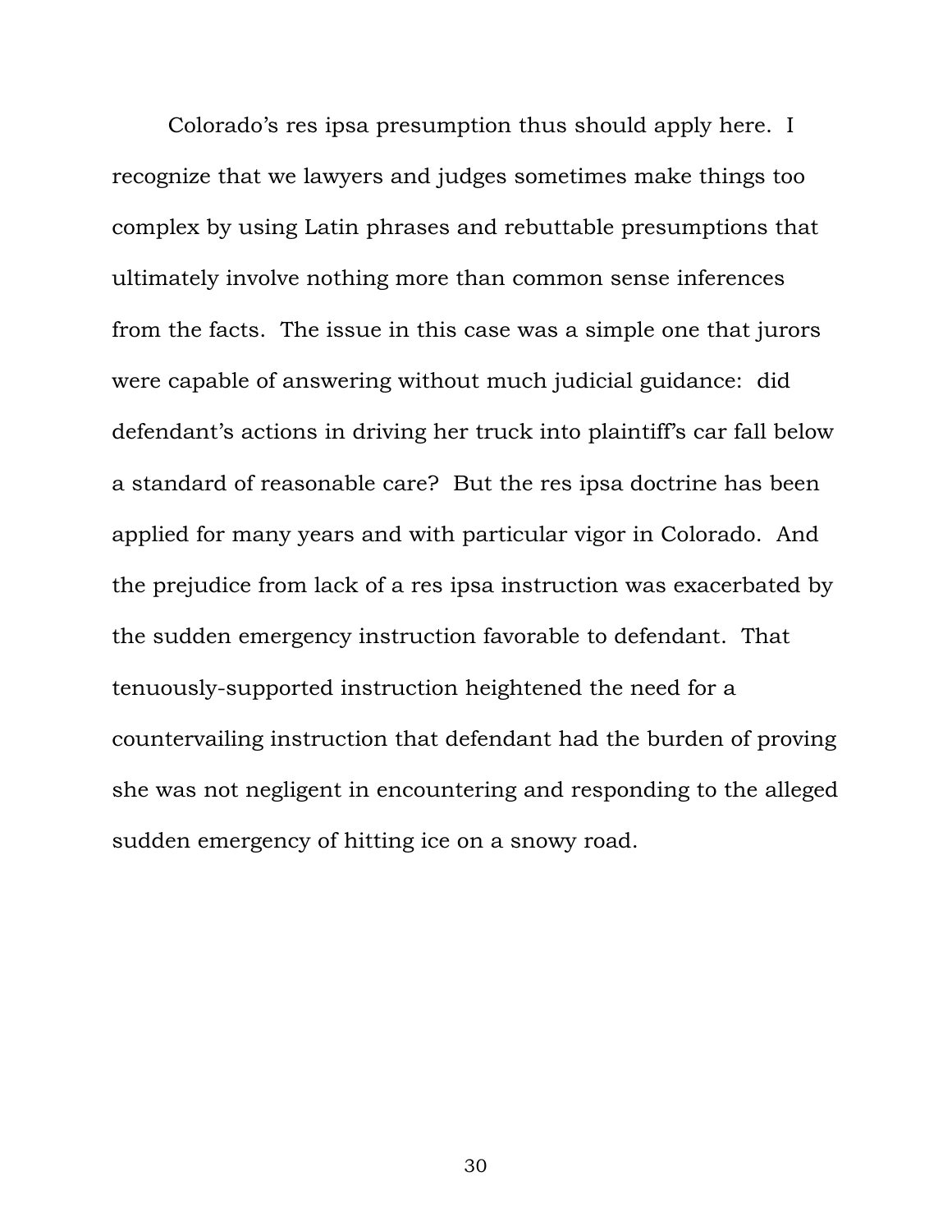Colorado's res ipsa presumption thus should apply here. I recognize that we lawyers and judges sometimes make things too complex by using Latin phrases and rebuttable presumptions that ultimately involve nothing more than common sense inferences from the facts. The issue in this case was a simple one that jurors were capable of answering without much judicial guidance: did defendant's actions in driving her truck into plaintiff's car fall below a standard of reasonable care? But the res ipsa doctrine has been applied for many years and with particular vigor in Colorado. And the prejudice from lack of a res ipsa instruction was exacerbated by the sudden emergency instruction favorable to defendant. That tenuously-supported instruction heightened the need for a countervailing instruction that defendant had the burden of proving she was not negligent in encountering and responding to the alleged sudden emergency of hitting ice on a snowy road.